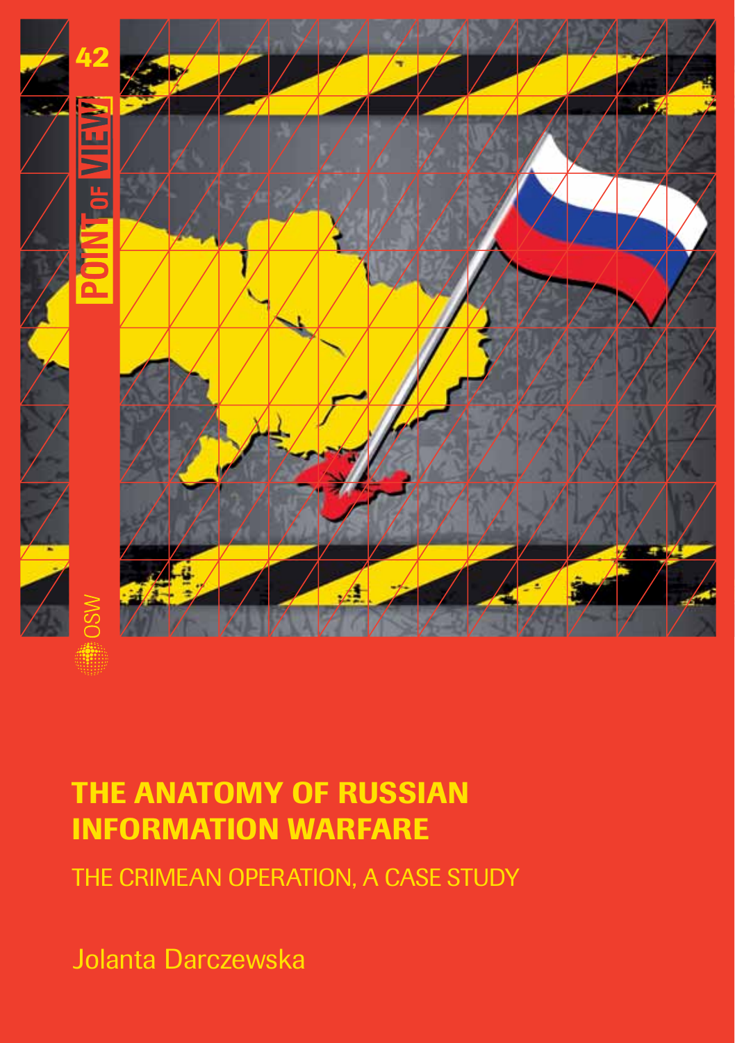42

POINT OF VIEW

OSW

# THE ANATOMY OF RUSSIAN INFORMATION WARFARE

## THE CRIMEAN OPERATION, A CASE STUDY

Jolanta Darczewska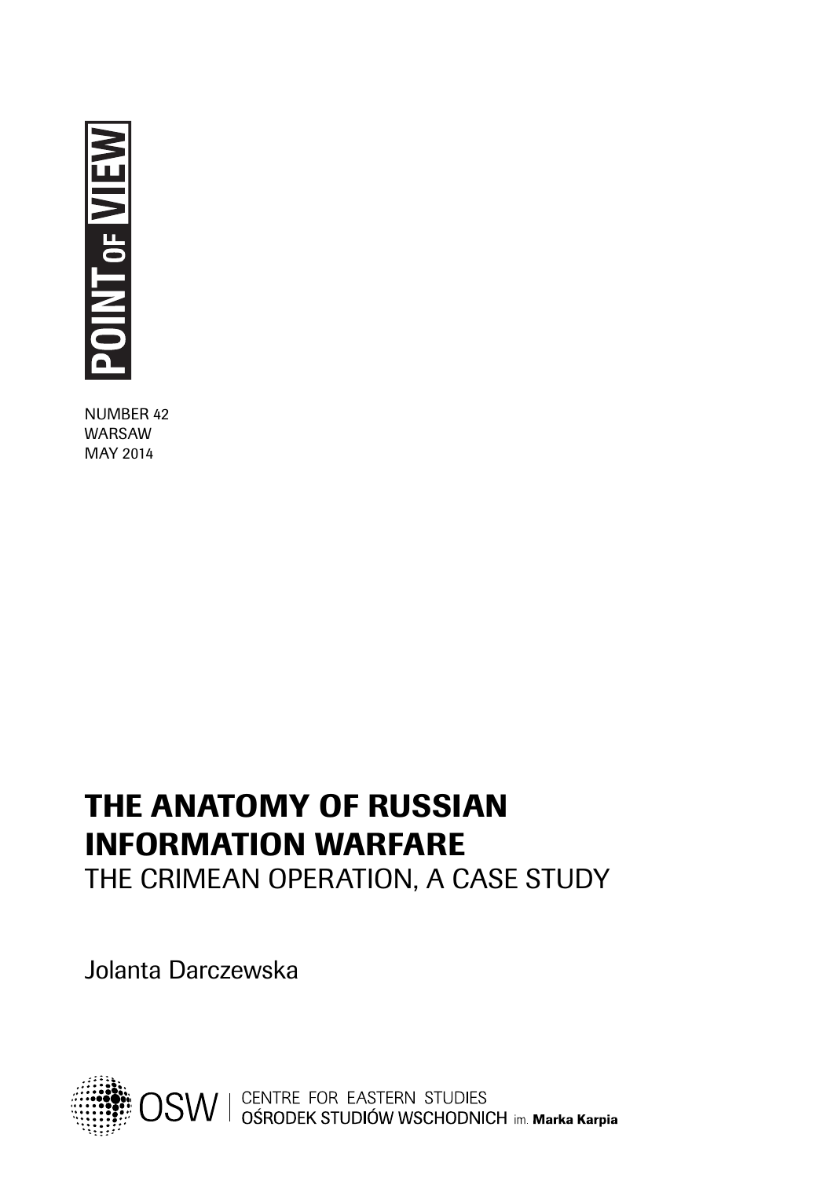POINT OF VIEW

NUMBER 42
WARSAW
MAY 2014

# THE ANATOMY OF RUSSIAN INFORMATION WARFARE

## THE CRIMEAN OPERATION, A CASE STUDY

Jolanta Darczewska

OSW | CENTRE FOR EASTERN STUDIES
OŚRODEK STUDIÓW WSCHODNICH im. Marka Karpia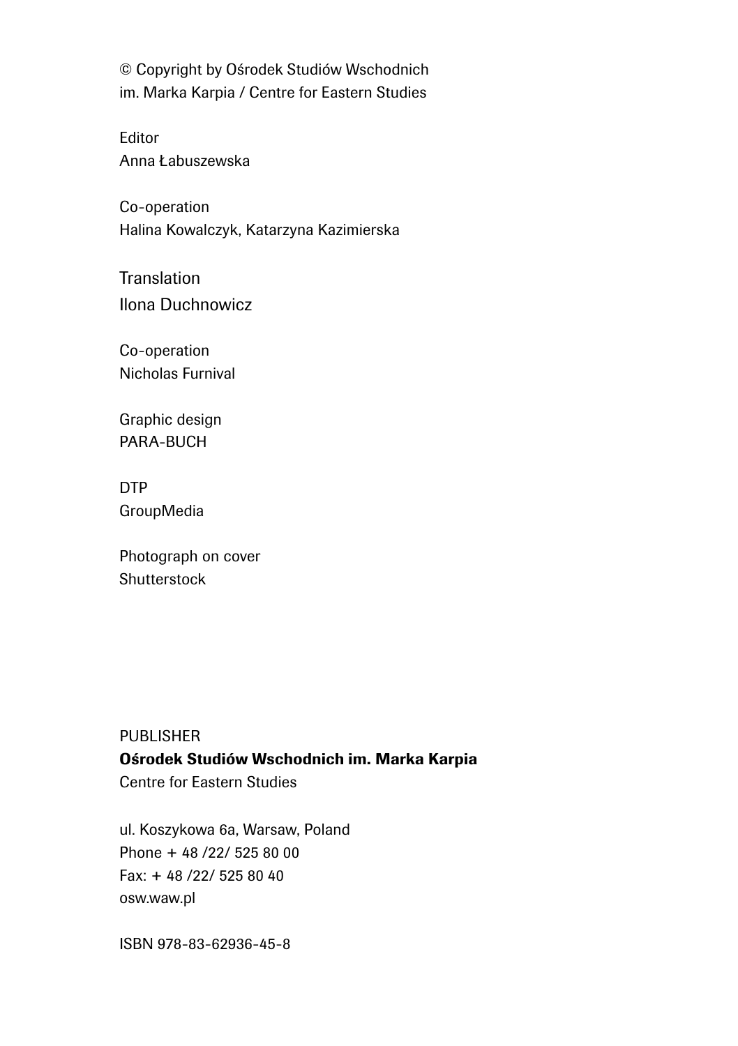© Copyright by Ośrodek Studiów Wschodnich
im. Marka Karpia / Centre for Eastern Studies

Editor
Anna Łabuszewska

Co-operation
Halina Kowalczyk, Katarzyna Kazimierska

Translation
Ilona Duchnowicz

Co-operation
Nicholas Furnival

Graphic design
PARA-BUCH

DTP
GroupMedia

Photograph on cover
Shutterstock

PUBLISHER
**Ośrodek Studiów Wschodnich im. Marka Karpia**
Centre for Eastern Studies

ul. Koszykowa 6a, Warsaw, Poland
Phone + 48 /22/ 525 80 00
Fax: + 48 /22/ 525 80 40
osw.waw.pl

ISBN 978-83-62936-45-8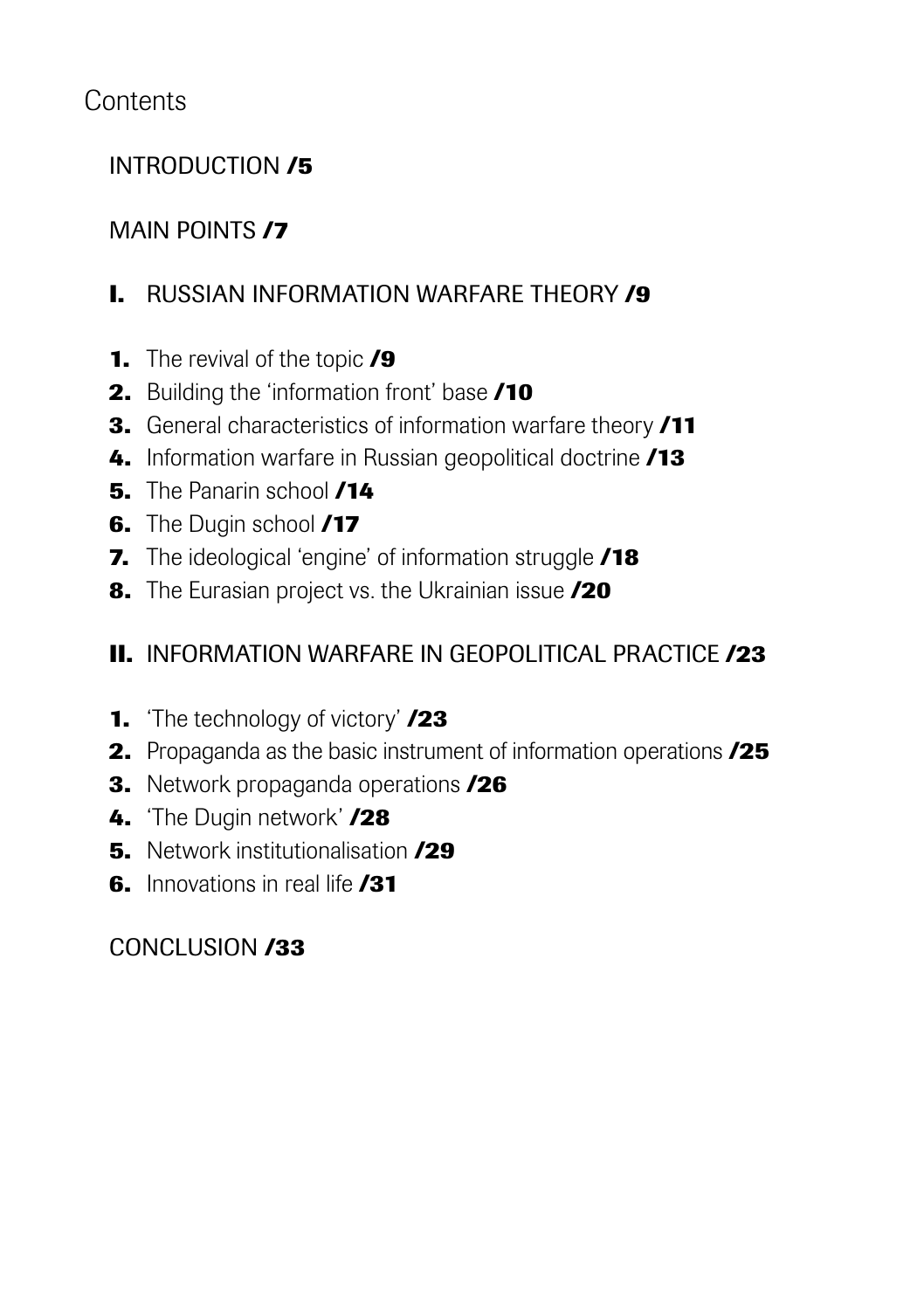# Contents

INTRODUCTION **/5**

MAIN POINTS **/7**

**I.** RUSSIAN INFORMATION WARFARE THEORY **/9**

1. The revival of the topic **/9**
2. Building the 'information front' base **/10**
3. General characteristics of information warfare theory **/11**
4. Information warfare in Russian geopolitical doctrine **/13**
5. The Panarin school **/14**
6. The Dugin school **/17**
7. The ideological 'engine' of information struggle **/18**
8. The Eurasian project vs. the Ukrainian issue **/20**

**II.** INFORMATION WARFARE IN GEOPOLITICAL PRACTICE **/23**

1. 'The technology of victory' **/23**
2. Propaganda as the basic instrument of information operations **/25**
3. Network propaganda operations **/26**
4. 'The Dugin network' **/28**
5. Network institutionalisation **/29**
6. Innovations in real life **/31**

CONCLUSION **/33**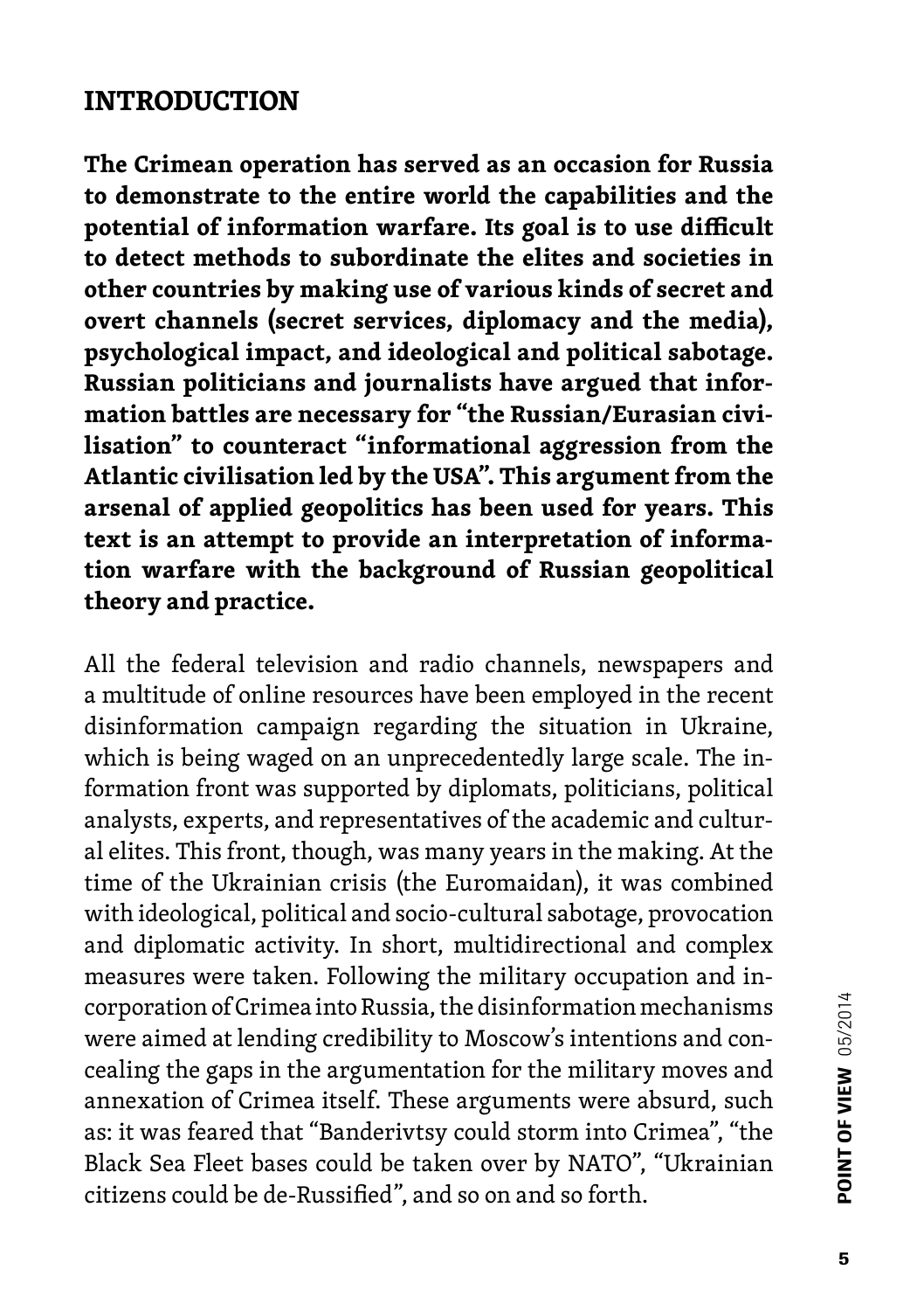## INTRODUCTION

**The Crimean operation has served as an occasion for Russia to demonstrate to the entire world the capabilities and the potential of information warfare. Its goal is to use difficult to detect methods to subordinate the elites and societies in other countries by making use of various kinds of secret and overt channels (secret services, diplomacy and the media), psychological impact, and ideological and political sabotage. Russian politicians and journalists have argued that information battles are necessary for "the Russian/Eurasian civilisation" to counteract "informational aggression from the Atlantic civilisation led by the USA". This argument from the arsenal of applied geopolitics has been used for years. This text is an attempt to provide an interpretation of information warfare with the background of Russian geopolitical theory and practice.**

All the federal television and radio channels, newspapers and a multitude of online resources have been employed in the recent disinformation campaign regarding the situation in Ukraine, which is being waged on an unprecedentedly large scale. The information front was supported by diplomats, politicians, political analysts, experts, and representatives of the academic and cultural elites. This front, though, was many years in the making. At the time of the Ukrainian crisis (the Euromaidan), it was combined with ideological, political and socio-cultural sabotage, provocation and diplomatic activity. In short, multidirectional and complex measures were taken. Following the military occupation and incorporation of Crimea into Russia, the disinformation mechanisms were aimed at lending credibility to Moscow's intentions and concealing the gaps in the argumentation for the military moves and annexation of Crimea itself. These arguments were absurd, such as: it was feared that "Banderivtsy could storm into Crimea", "the Black Sea Fleet bases could be taken over by NATO", "Ukrainian citizens could be de-Russified", and so on and so forth.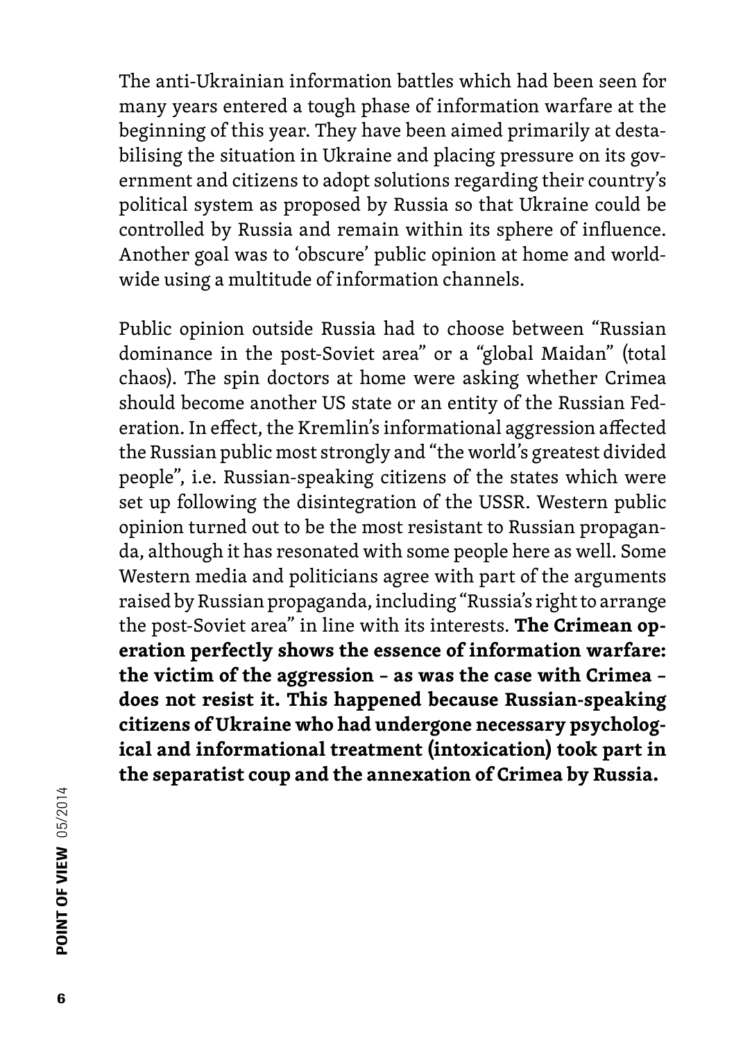The anti-Ukrainian information battles which had been seen for many years entered a tough phase of information warfare at the beginning of this year. They have been aimed primarily at destabilising the situation in Ukraine and placing pressure on its government and citizens to adopt solutions regarding their country's political system as proposed by Russia so that Ukraine could be controlled by Russia and remain within its sphere of influence. Another goal was to 'obscure' public opinion at home and worldwide using a multitude of information channels.

Public opinion outside Russia had to choose between "Russian dominance in the post-Soviet area" or a "global Maidan" (total chaos). The spin doctors at home were asking whether Crimea should become another US state or an entity of the Russian Federation. In effect, the Kremlin's informational aggression affected the Russian public most strongly and "the world's greatest divided people", i.e. Russian-speaking citizens of the states which were set up following the disintegration of the USSR. Western public opinion turned out to be the most resistant to Russian propaganda, although it has resonated with some people here as well. Some Western media and politicians agree with part of the arguments raised by Russian propaganda, including "Russia's right to arrange the post-Soviet area" in line with its interests. **The Crimean operation perfectly shows the essence of information warfare: the victim of the aggression – as was the case with Crimea – does not resist it. This happened because Russian-speaking citizens of Ukraine who had undergone necessary psychological and informational treatment (intoxication) took part in the separatist coup and the annexation of Crimea by Russia.**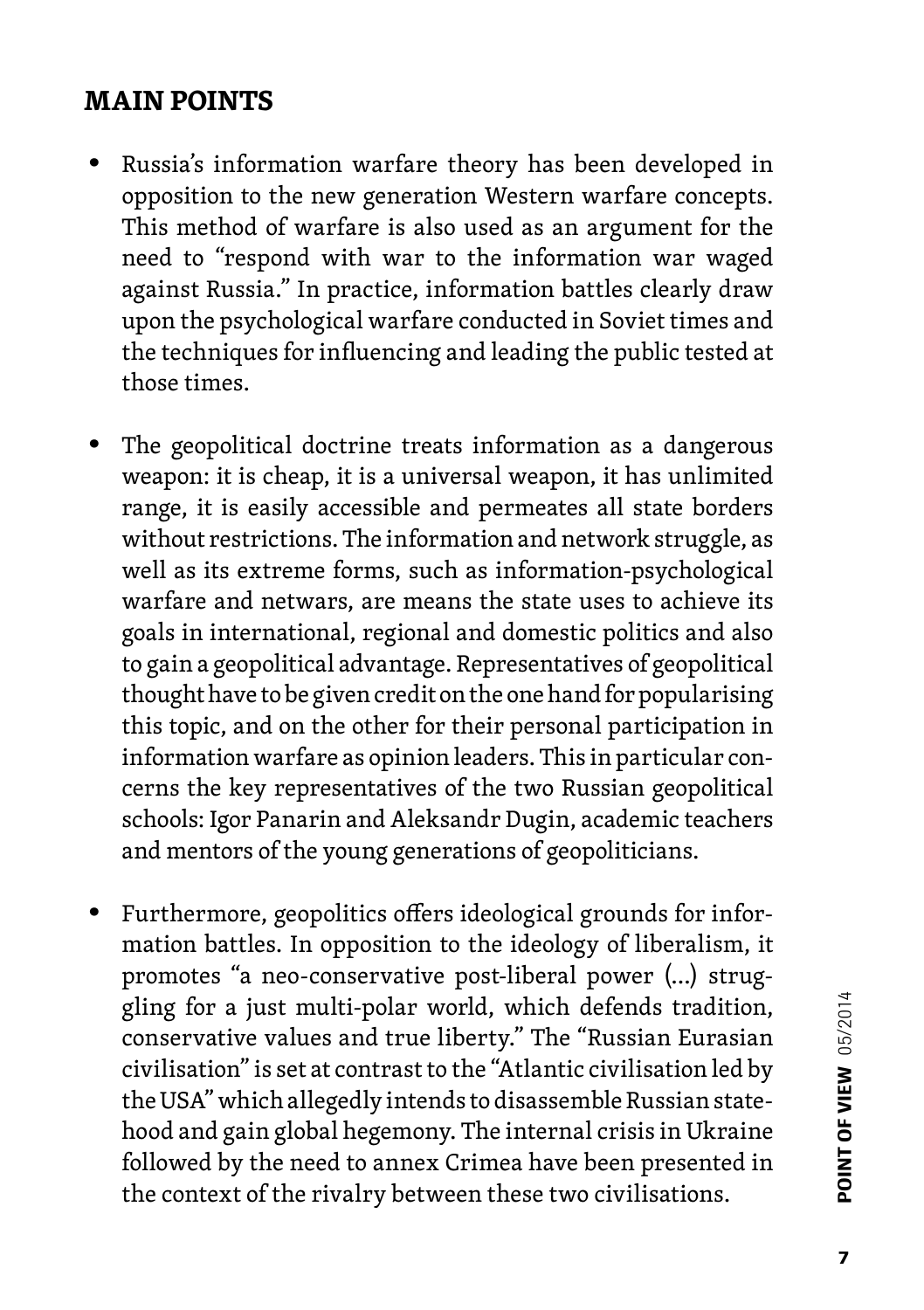## MAIN POINTS

- Russia's information warfare theory has been developed in opposition to the new generation Western warfare concepts. This method of warfare is also used as an argument for the need to "respond with war to the information war waged against Russia." In practice, information battles clearly draw upon the psychological warfare conducted in Soviet times and the techniques for influencing and leading the public tested at those times.

- The geopolitical doctrine treats information as a dangerous weapon: it is cheap, it is a universal weapon, it has unlimited range, it is easily accessible and permeates all state borders without restrictions. The information and network struggle, as well as its extreme forms, such as information-psychological warfare and netwars, are means the state uses to achieve its goals in international, regional and domestic politics and also to gain a geopolitical advantage. Representatives of geopolitical thought have to be given credit on the one hand for popularising this topic, and on the other for their personal participation in information warfare as opinion leaders. This in particular concerns the key representatives of the two Russian geopolitical schools: Igor Panarin and Aleksandr Dugin, academic teachers and mentors of the young generations of geopoliticians.

- Furthermore, geopolitics offers ideological grounds for information battles. In opposition to the ideology of liberalism, it promotes "a neo-conservative post-liberal power (...) struggling for a just multi-polar world, which defends tradition, conservative values and true liberty." The "Russian Eurasian civilisation" is set at contrast to the "Atlantic civilisation led by the USA" which allegedly intends to disassemble Russian statehood and gain global hegemony. The internal crisis in Ukraine followed by the need to annex Crimea have been presented in the context of the rivalry between these two civilisations.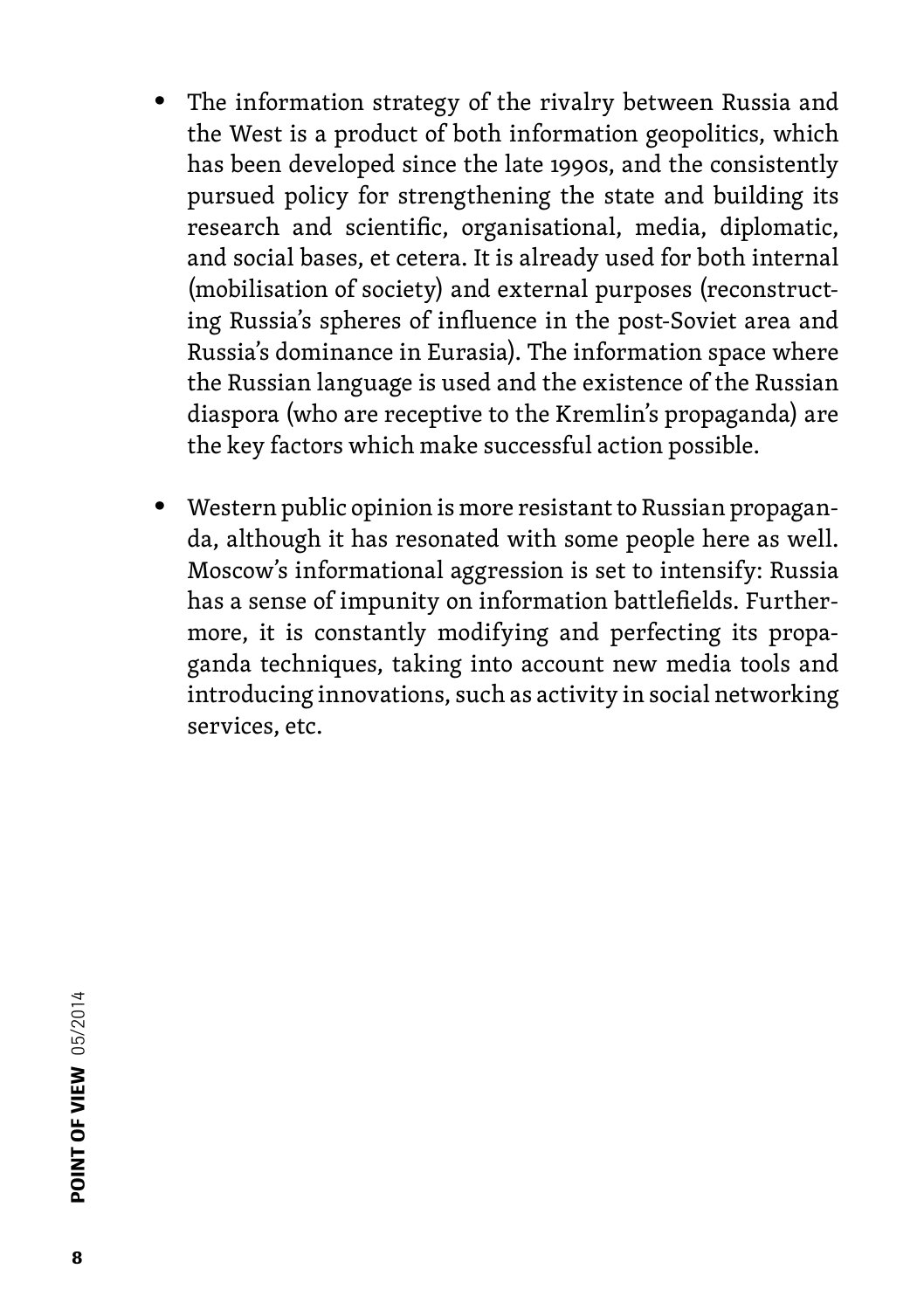- The information strategy of the rivalry between Russia and the West is a product of both information geopolitics, which has been developed since the late 1990s, and the consistently pursued policy for strengthening the state and building its research and scientific, organisational, media, diplomatic, and social bases, et cetera. It is already used for both internal (mobilisation of society) and external purposes (reconstructing Russia's spheres of influence in the post-Soviet area and Russia's dominance in Eurasia). The information space where the Russian language is used and the existence of the Russian diaspora (who are receptive to the Kremlin's propaganda) are the key factors which make successful action possible.

- Western public opinion is more resistant to Russian propaganda, although it has resonated with some people here as well. Moscow's informational aggression is set to intensify: Russia has a sense of impunity on information battlefields. Furthermore, it is constantly modifying and perfecting its propaganda techniques, taking into account new media tools and introducing innovations, such as activity in social networking services, etc.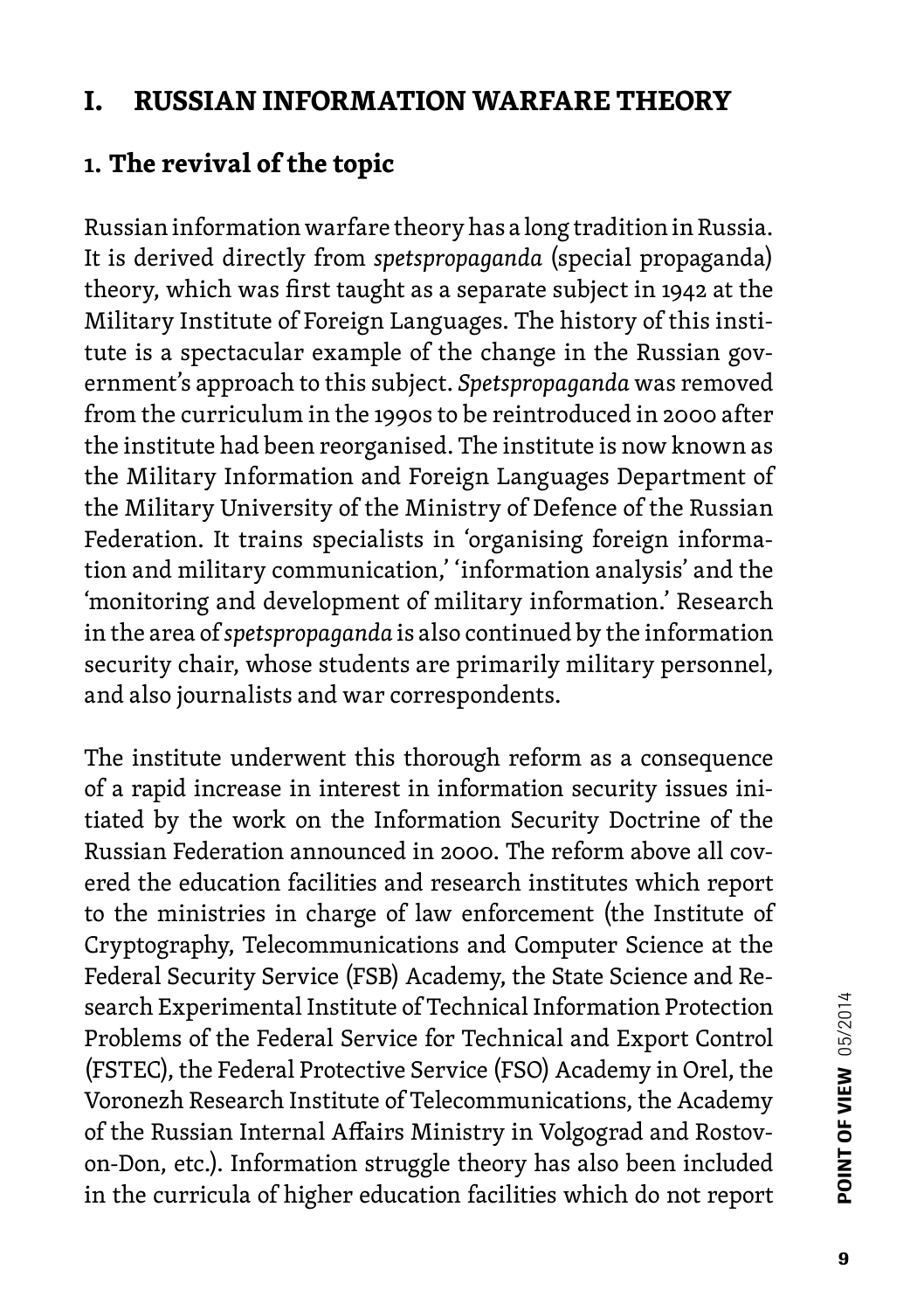# I. RUSSIAN INFORMATION WARFARE THEORY

## 1. The revival of the topic

Russian information warfare theory has a long tradition in Russia. It is derived directly from *spetspropaganda* (special propaganda) theory, which was first taught as a separate subject in 1942 at the Military Institute of Foreign Languages. The history of this institute is a spectacular example of the change in the Russian government's approach to this subject. *Spetspropaganda* was removed from the curriculum in the 1990s to be reintroduced in 2000 after the institute had been reorganised. The institute is now known as the Military Information and Foreign Languages Department of the Military University of the Ministry of Defence of the Russian Federation. It trains specialists in 'organising foreign information and military communication,' 'information analysis' and the 'monitoring and development of military information.' Research in the area of *spetspropaganda* is also continued by the information security chair, whose students are primarily military personnel, and also journalists and war correspondents.

The institute underwent this thorough reform as a consequence of a rapid increase in interest in information security issues initiated by the work on the Information Security Doctrine of the Russian Federation announced in 2000. The reform above all covered the education facilities and research institutes which report to the ministries in charge of law enforcement (the Institute of Cryptography, Telecommunications and Computer Science at the Federal Security Service (FSB) Academy, the State Science and Research Experimental Institute of Technical Information Protection Problems of the Federal Service for Technical and Export Control (FSTEC), the Federal Protective Service (FSO) Academy in Orel, the Voronezh Research Institute of Telecommunications, the Academy of the Russian Internal Affairs Ministry in Volgograd and Rostov-on-Don, etc.). Information struggle theory has also been included in the curricula of higher education facilities which do not report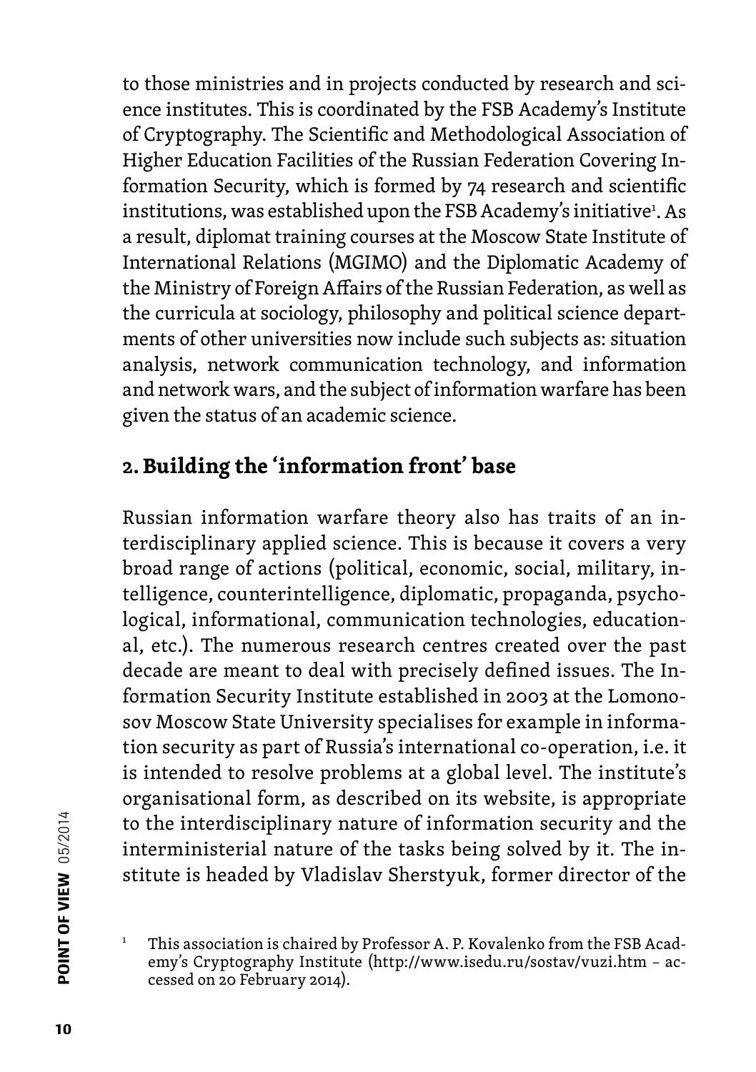to those ministries and in projects conducted by research and science institutes. This is coordinated by the FSB Academy's Institute of Cryptography. The Scientific and Methodological Association of Higher Education Facilities of the Russian Federation Covering Information Security, which is formed by 74 research and scientific institutions, was established upon the FSB Academy's initiative[1]. As a result, diplomat training courses at the Moscow State Institute of International Relations (MGIMO) and the Diplomatic Academy of the Ministry of Foreign Affairs of the Russian Federation, as well as the curricula at sociology, philosophy and political science departments of other universities now include such subjects as: situation analysis, network communication technology, and information and network wars, and the subject of information warfare has been given the status of an academic science.

## 2. Building the 'information front' base

Russian information warfare theory also has traits of an interdisciplinary applied science. This is because it covers a very broad range of actions (political, economic, social, military, intelligence, counterintelligence, diplomatic, propaganda, psychological, informational, communication technologies, educational, etc.). The numerous research centres created over the past decade are meant to deal with precisely defined issues. The Information Security Institute established in 2003 at the Lomonosov Moscow State University specialises for example in information security as part of Russia's international co-operation, i.e. it is intended to resolve problems at a global level. The institute's organisational form, as described on its website, is appropriate to the interdisciplinary nature of information security and the interministerial nature of the tasks being solved by it. The institute is headed by Vladislav Sherstyuk, former director of the

[1] This association is chaired by Professor A. P. Kovalenko from the FSB Academy's Cryptography Institute (http://www.isedu.ru/sostav/vuzi.htm – accessed on 20 February 2014).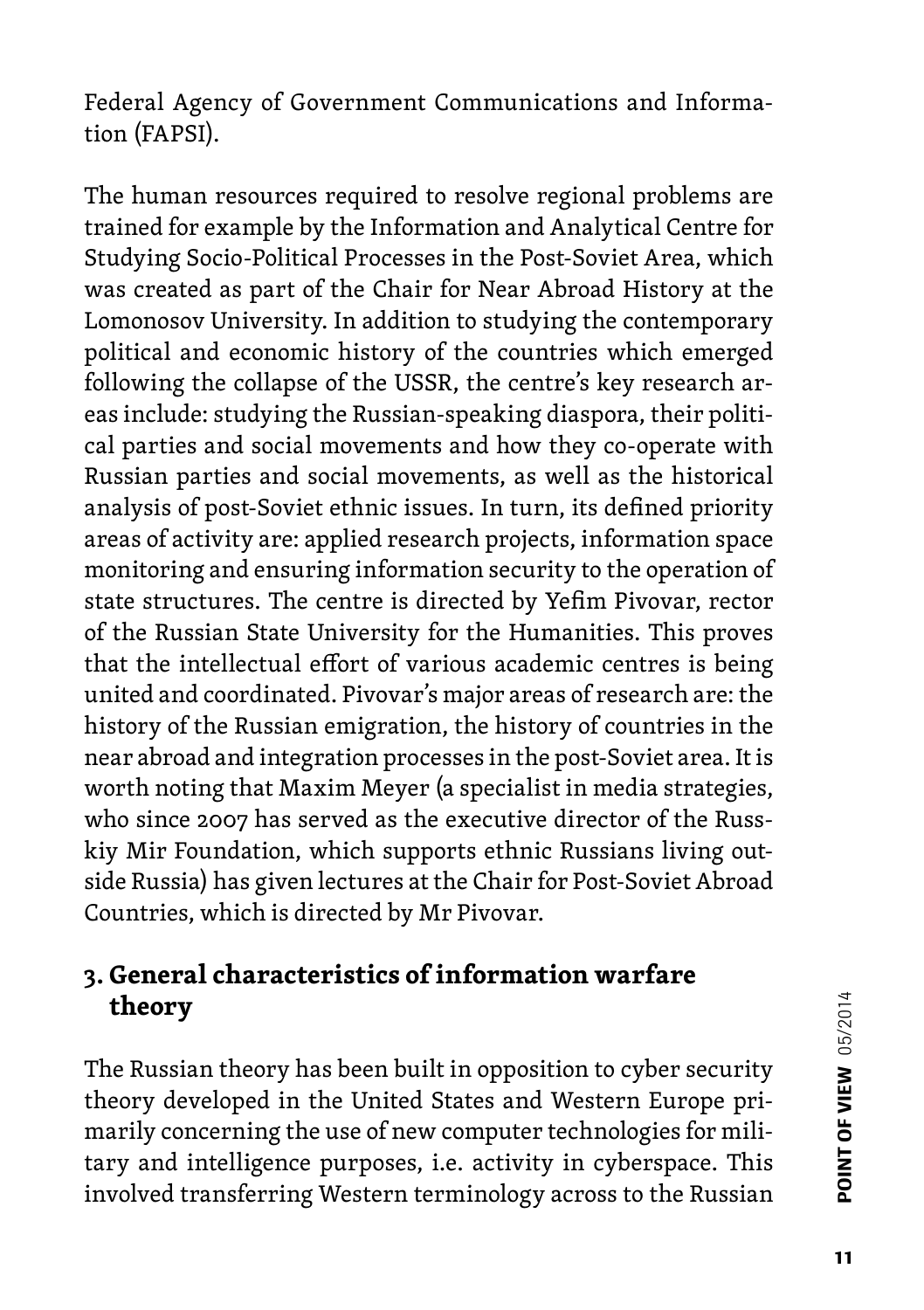Federal Agency of Government Communications and Information (FAPSI).

The human resources required to resolve regional problems are trained for example by the Information and Analytical Centre for Studying Socio-Political Processes in the Post-Soviet Area, which was created as part of the Chair for Near Abroad History at the Lomonosov University. In addition to studying the contemporary political and economic history of the countries which emerged following the collapse of the USSR, the centre's key research areas include: studying the Russian-speaking diaspora, their political parties and social movements and how they co-operate with Russian parties and social movements, as well as the historical analysis of post-Soviet ethnic issues. In turn, its defined priority areas of activity are: applied research projects, information space monitoring and ensuring information security to the operation of state structures. The centre is directed by Yefim Pivovar, rector of the Russian State University for the Humanities. This proves that the intellectual effort of various academic centres is being united and coordinated. Pivovar's major areas of research are: the history of the Russian emigration, the history of countries in the near abroad and integration processes in the post-Soviet area. It is worth noting that Maxim Meyer (a specialist in media strategies, who since 2007 has served as the executive director of the Russkiy Mir Foundation, which supports ethnic Russians living outside Russia) has given lectures at the Chair for Post-Soviet Abroad Countries, which is directed by Mr Pivovar.

## 3. General characteristics of information warfare theory

The Russian theory has been built in opposition to cyber security theory developed in the United States and Western Europe primarily concerning the use of new computer technologies for military and intelligence purposes, i.e. activity in cyberspace. This involved transferring Western terminology across to the Russian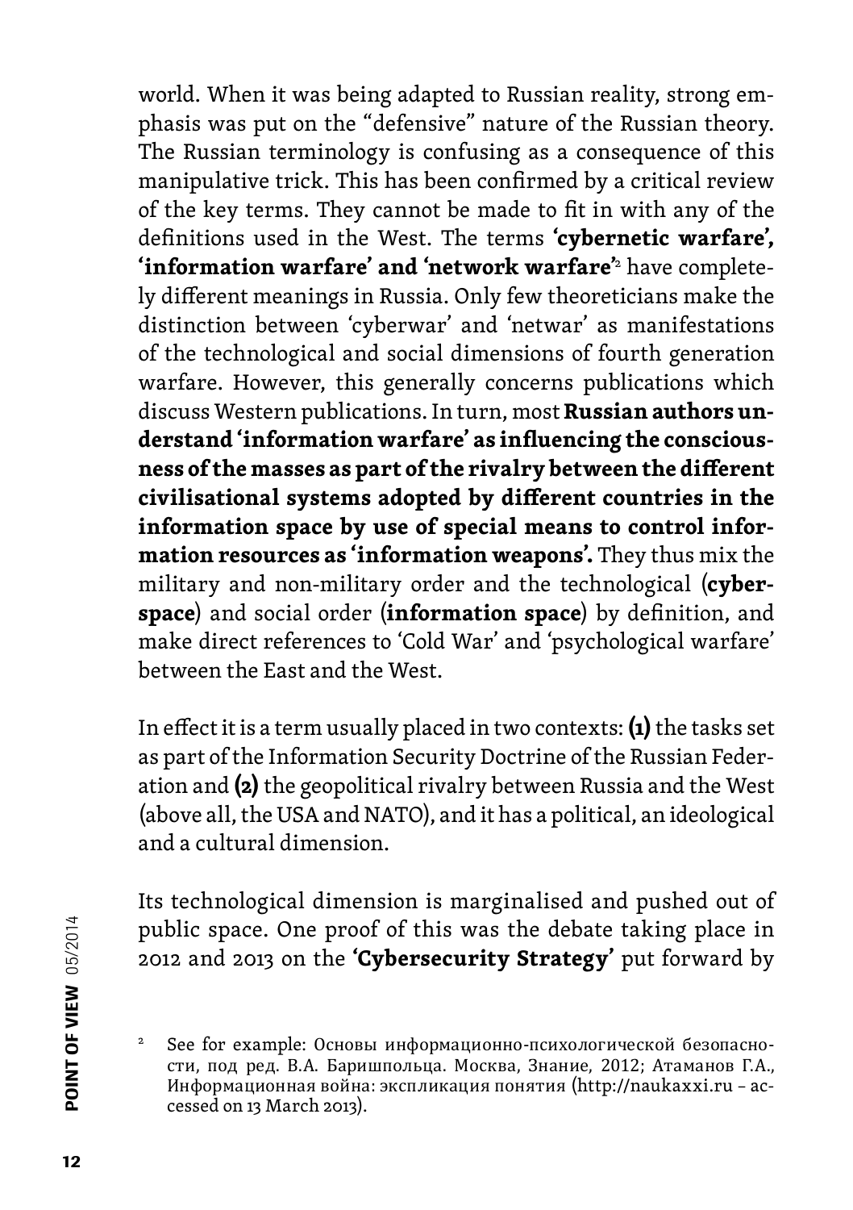world. When it was being adapted to Russian reality, strong emphasis was put on the "defensive" nature of the Russian theory. The Russian terminology is confusing as a consequence of this manipulative trick. This has been confirmed by a critical review of the key terms. They cannot be made to fit in with any of the definitions used in the West. The terms **'cybernetic warfare', 'information warfare' and 'network warfare'**[2] have completely different meanings in Russia. Only few theoreticians make the distinction between 'cyberwar' and 'netwar' as manifestations of the technological and social dimensions of fourth generation warfare. However, this generally concerns publications which discuss Western publications. In turn, most **Russian authors understand 'information warfare' as influencing the consciousness of the masses as part of the rivalry between the different civilisational systems adopted by different countries in the information space by use of special means to control information resources as 'information weapons'.** They thus mix the military and non-military order and the technological (**cyberspace**) and social order (**information space**) by definition, and make direct references to 'Cold War' and 'psychological warfare' between the East and the West.

In effect it is a term usually placed in two contexts: **(1)** the tasks set as part of the Information Security Doctrine of the Russian Federation and **(2)** the geopolitical rivalry between Russia and the West (above all, the USA and NATO), and it has a political, an ideological and a cultural dimension.

Its technological dimension is marginalised and pushed out of public space. One proof of this was the debate taking place in 2012 and 2013 on the **'Cybersecurity Strategy'** put forward by

[2] See for example: Основы информационно-психологической безопасности, под ред. В.А. Баришпольца. Москва, Знание, 2012; Атаманов Г.А., Информационная война: экспликация понятия (http://naukaxxi.ru – accessed on 13 March 2013).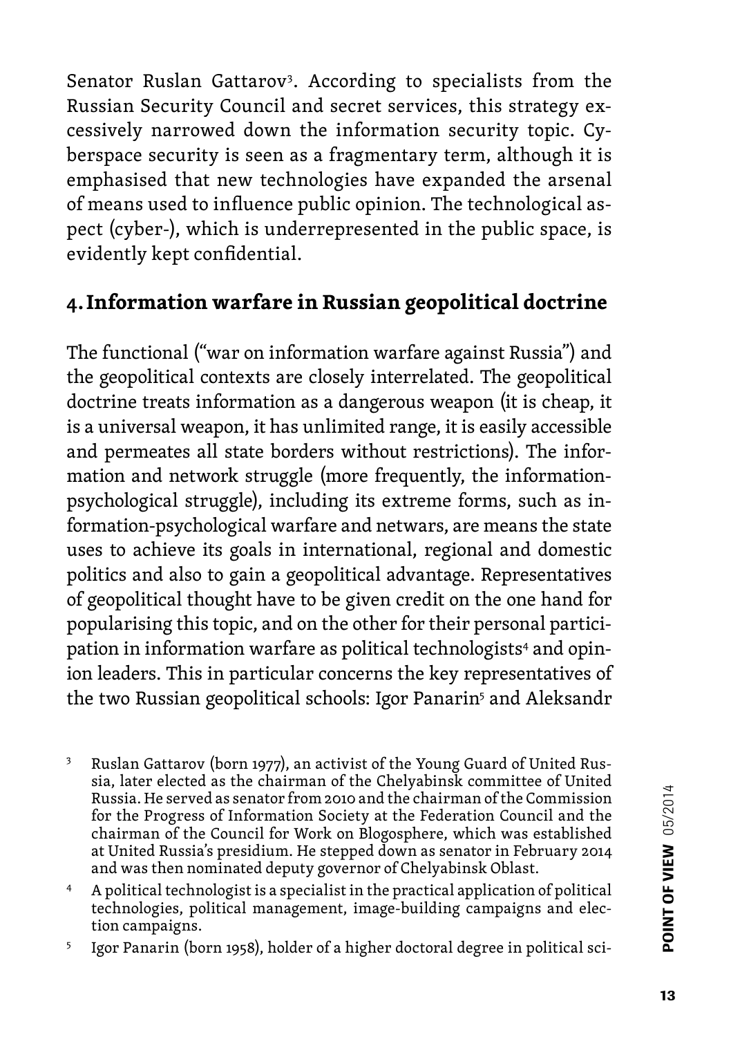Senator Ruslan Gattarov[3]. According to specialists from the Russian Security Council and secret services, this strategy excessively narrowed down the information security topic. Cyberspace security is seen as a fragmentary term, although it is emphasised that new technologies have expanded the arsenal of means used to influence public opinion. The technological aspect (cyber-), which is underrepresented in the public space, is evidently kept confidential.

## 4. Information warfare in Russian geopolitical doctrine

The functional ("war on information warfare against Russia") and the geopolitical contexts are closely interrelated. The geopolitical doctrine treats information as a dangerous weapon (it is cheap, it is a universal weapon, it has unlimited range, it is easily accessible and permeates all state borders without restrictions). The information and network struggle (more frequently, the information-psychological struggle), including its extreme forms, such as information-psychological warfare and netwars, are means the state uses to achieve its goals in international, regional and domestic politics and also to gain a geopolitical advantage. Representatives of geopolitical thought have to be given credit on the one hand for popularising this topic, and on the other for their personal participation in information warfare as political technologists[4] and opinion leaders. This in particular concerns the key representatives of the two Russian geopolitical schools: Igor Panarin[5] and Aleksandr

[3] Ruslan Gattarov (born 1977), an activist of the Young Guard of United Russia, later elected as the chairman of the Chelyabinsk committee of United Russia. He served as senator from 2010 and the chairman of the Commission for the Progress of Information Society at the Federation Council and the chairman of the Council for Work on Blogosphere, which was established at United Russia's presidium. He stepped down as senator in February 2014 and was then nominated deputy governor of Chelyabinsk Oblast.

[4] A political technologist is a specialist in the practical application of political technologies, political management, image-building campaigns and election campaigns.

[5] Igor Panarin (born 1958), holder of a higher doctoral degree in political sci-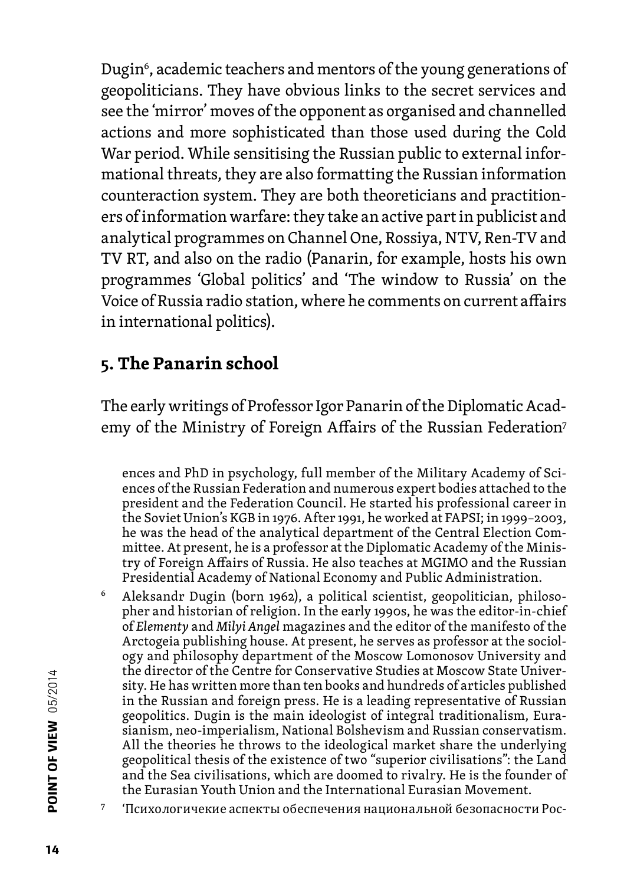Dugin[6], academic teachers and mentors of the young generations of geopoliticians. They have obvious links to the secret services and see the 'mirror' moves of the opponent as organised and channelled actions and more sophisticated than those used during the Cold War period. While sensitising the Russian public to external informational threats, they are also formatting the Russian information counteraction system. They are both theoreticians and practitioners of information warfare: they take an active part in publicist and analytical programmes on Channel One, Rossiya, NTV, Ren-TV and TV RT, and also on the radio (Panarin, for example, hosts his own programmes 'Global politics' and 'The window to Russia' on the Voice of Russia radio station, where he comments on current affairs in international politics).

## 5. The Panarin school

The early writings of Professor Igor Panarin of the Diplomatic Academy of the Ministry of Foreign Affairs of the Russian Federation[7]

ences and PhD in psychology, full member of the Military Academy of Sciences of the Russian Federation and numerous expert bodies attached to the president and the Federation Council. He started his professional career in the Soviet Union's KGB in 1976. After 1991, he worked at FAPSI; in 1999–2003, he was the head of the analytical department of the Central Election Committee. At present, he is a professor at the Diplomatic Academy of the Ministry of Foreign Affairs of Russia. He also teaches at MGIMO and the Russian Presidential Academy of National Economy and Public Administration.

[6] Aleksandr Dugin (born 1962), a political scientist, geopolitician, philosopher and historian of religion. In the early 1990s, he was the editor-in-chief of *Elementy* and *Milyi Angel* magazines and the editor of the manifesto of the Arctogeia publishing house. At present, he serves as professor at the sociology and philosophy department of the Moscow Lomonosov University and the director of the Centre for Conservative Studies at Moscow State University. He has written more than ten books and hundreds of articles published in the Russian and foreign press. He is a leading representative of Russian geopolitics. Dugin is the main ideologist of integral traditionalism, Eurasianism, neo-imperialism, National Bolshevism and Russian conservatism. All the theories he throws to the ideological market share the underlying geopolitical thesis of the existence of two "superior civilisations": the Land and the Sea civilisations, which are doomed to rivalry. He is the founder of the Eurasian Youth Union and the International Eurasian Movement.

[7] 'Психологичекие аспекты обеспечения национальной безопасности Рос-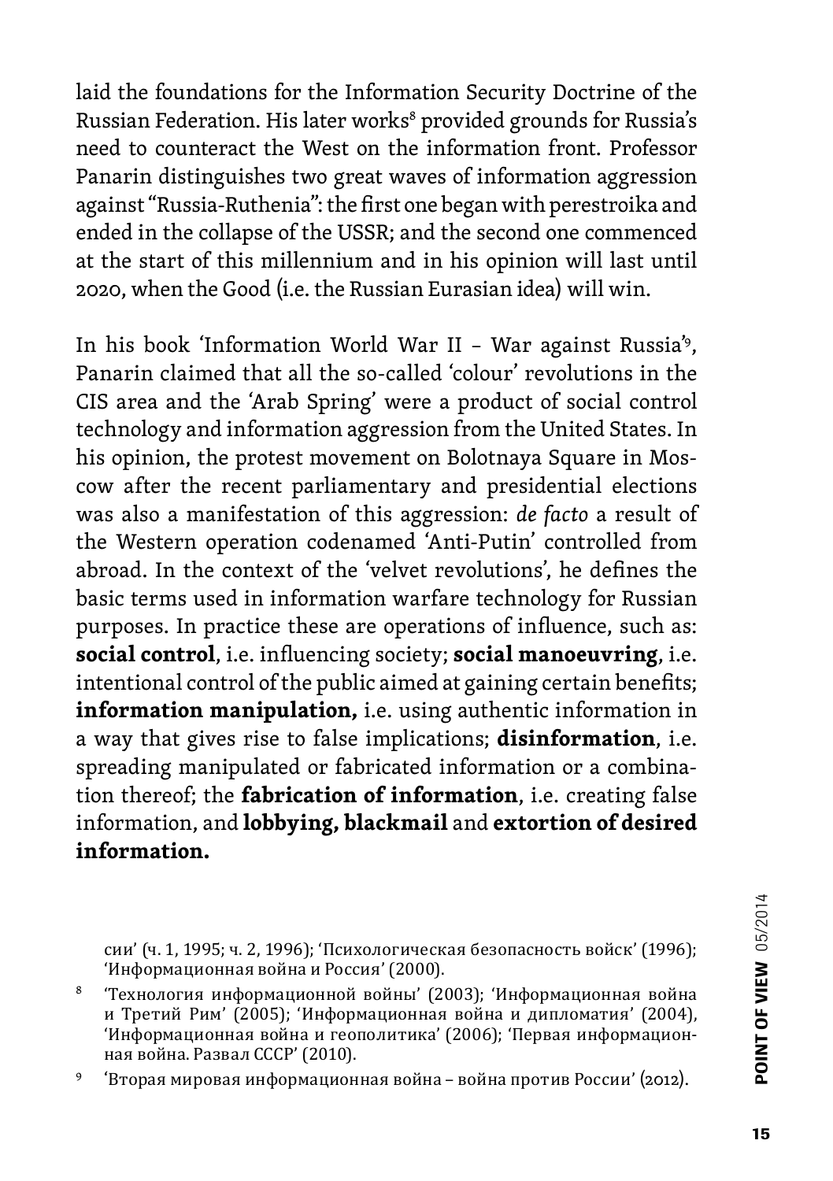laid the foundations for the Information Security Doctrine of the Russian Federation. His later works[8] provided grounds for Russia's need to counteract the West on the information front. Professor Panarin distinguishes two great waves of information aggression against "Russia-Ruthenia": the first one began with perestroika and ended in the collapse of the USSR; and the second one commenced at the start of this millennium and in his opinion will last until 2020, when the Good (i.e. the Russian Eurasian idea) will win.

In his book 'Information World War II – War against Russia'[9], Panarin claimed that all the so-called 'colour' revolutions in the CIS area and the 'Arab Spring' were a product of social control technology and information aggression from the United States. In his opinion, the protest movement on Bolotnaya Square in Moscow after the recent parliamentary and presidential elections was also a manifestation of this aggression: *de facto* a result of the Western operation codenamed 'Anti-Putin' controlled from abroad. In the context of the 'velvet revolutions', he defines the basic terms used in information warfare technology for Russian purposes. In practice these are operations of influence, such as: **social control**, i.e. influencing society; **social manoeuvring**, i.e. intentional control of the public aimed at gaining certain benefits; **information manipulation,** i.e. using authentic information in a way that gives rise to false implications; **disinformation**, i.e. spreading manipulated or fabricated information or a combination thereof; the **fabrication of information**, i.e. creating false information, and **lobbying, blackmail** and **extortion of desired information.**

сии' (ч. 1, 1995; ч. 2, 1996); 'Психологическая безопасность войск' (1996); 'Информационная война и Россия' (2000).

[8] 'Технология информационной войны' (2003); 'Информационная война и Третий Рим' (2005); 'Информационная война и дипломатия' (2004), 'Информационная война и геополитика' (2006); 'Первая информационная война. Развал СССР' (2010).

[9] 'Вторая мировая информационная война – война против России' (2012).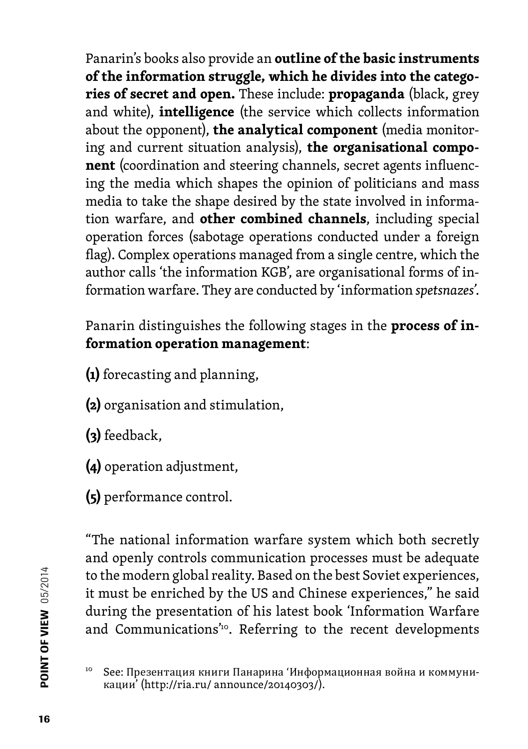Panarin's books also provide an **outline of the basic instruments of the information struggle, which he divides into the categories of secret and open.** These include: **propaganda** (black, grey and white), **intelligence** (the service which collects information about the opponent), **the analytical component** (media monitoring and current situation analysis), **the organisational component** (coordination and steering channels, secret agents influencing the media which shapes the opinion of politicians and mass media to take the shape desired by the state involved in information warfare, and **other combined channels**, including special operation forces (sabotage operations conducted under a foreign flag). Complex operations managed from a single centre, which the author calls 'the information KGB', are organisational forms of information warfare. They are conducted by 'information *spetsnazes*'.

Panarin distinguishes the following stages in the **process of information operation management**:

**(1)** forecasting and planning,

**(2)** organisation and stimulation,

**(3)** feedback,

**(4)** operation adjustment,

**(5)** performance control.

"The national information warfare system which both secretly and openly controls communication processes must be adequate to the modern global reality. Based on the best Soviet experiences, it must be enriched by the US and Chinese experiences," he said during the presentation of his latest book 'Information Warfare and Communications'[10]. Referring to the recent developments

[10] See: Презентация книги Панарина 'Информационная война и коммуникации' (http://ria.ru/ announce/20140303/).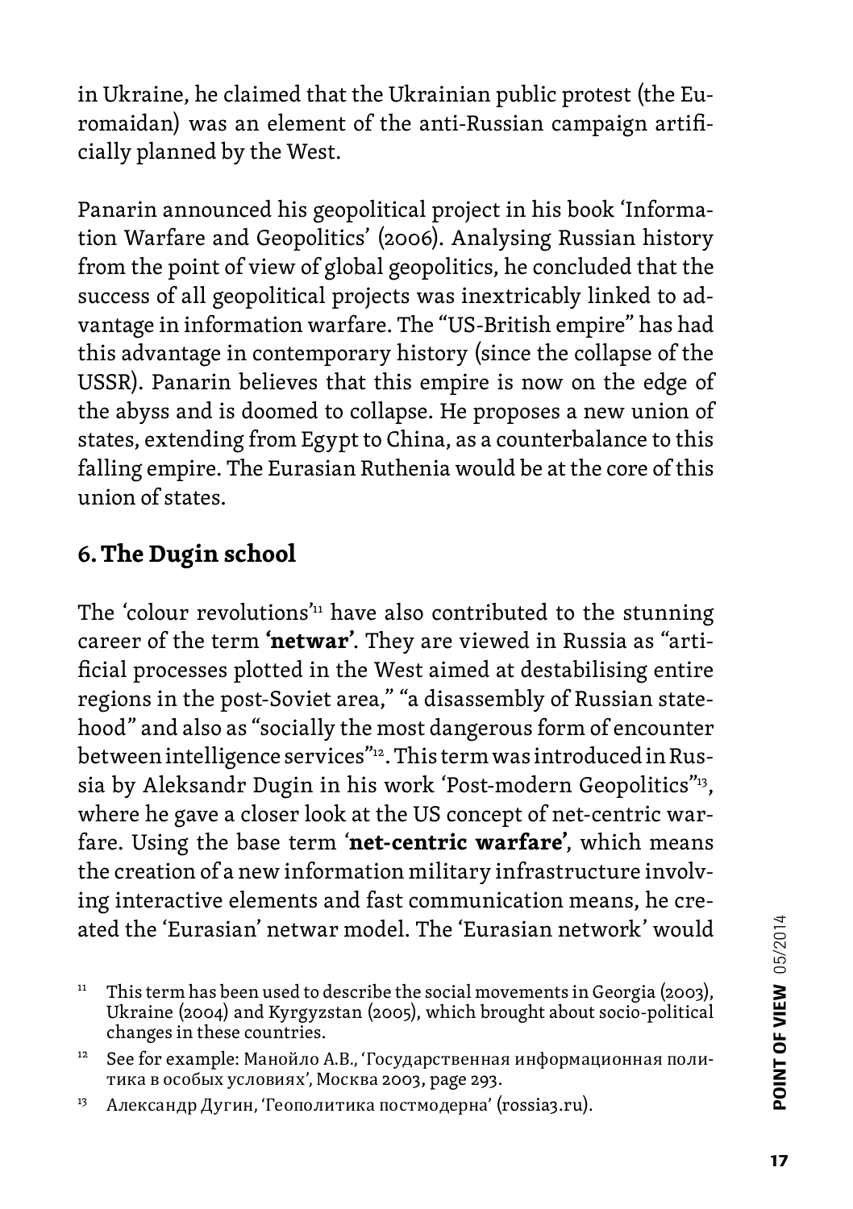in Ukraine, he claimed that the Ukrainian public protest (the Euromaidan) was an element of the anti-Russian campaign artificially planned by the West.

Panarin announced his geopolitical project in his book 'Information Warfare and Geopolitics' (2006). Analysing Russian history from the point of view of global geopolitics, he concluded that the success of all geopolitical projects was inextricably linked to advantage in information warfare. The "US-British empire" has had this advantage in contemporary history (since the collapse of the USSR). Panarin believes that this empire is now on the edge of the abyss and is doomed to collapse. He proposes a new union of states, extending from Egypt to China, as a counterbalance to this falling empire. The Eurasian Ruthenia would be at the core of this union of states.

## 6. The Dugin school

The 'colour revolutions'[11] have also contributed to the stunning career of the term **'netwar'**. They are viewed in Russia as "artificial processes plotted in the West aimed at destabilising entire regions in the post-Soviet area," "a disassembly of Russian statehood" and also as "socially the most dangerous form of encounter between intelligence services"[12]. This term was introduced in Russia by Aleksandr Dugin in his work 'Post-modern Geopolitics"[13], where he gave a closer look at the US concept of net-centric warfare. Using the base term '**net-centric warfare'**, which means the creation of a new information military infrastructure involving interactive elements and fast communication means, he created the 'Eurasian' netwar model. The 'Eurasian network' would

[11] This term has been used to describe the social movements in Georgia (2003), Ukraine (2004) and Kyrgyzstan (2005), which brought about socio-political changes in these countries.

[12] See for example: Манойло А.В., 'Государственная информационная политика в особых условиях', Москва 2003, page 293.

[13] Александр Дугин, 'Геополитика постмодерна' (rossia3.ru).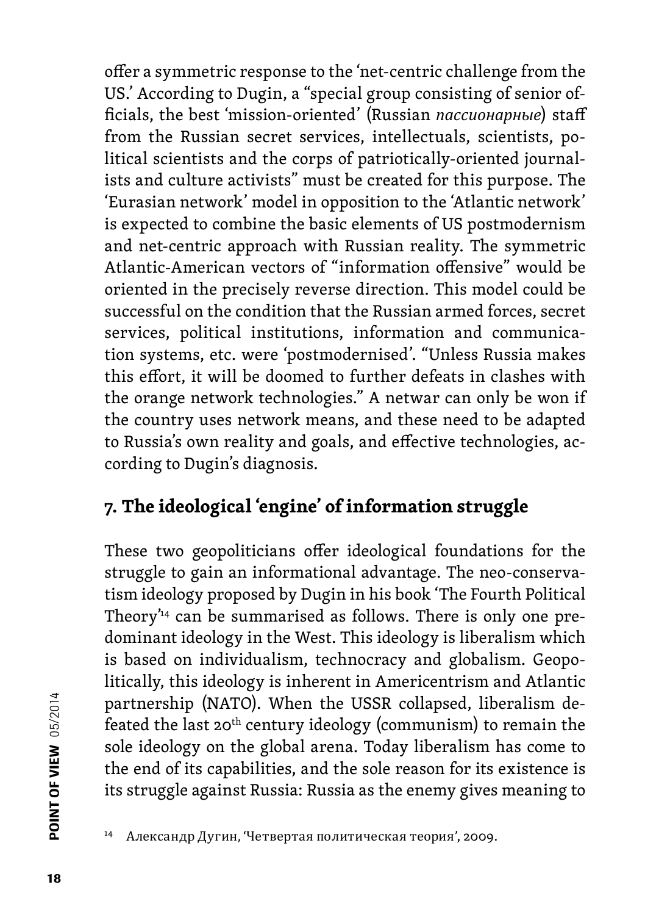offer a symmetric response to the 'net-centric challenge from the US.' According to Dugin, a "special group consisting of senior officials, the best 'mission-oriented' (Russian *пассионарные*) staff from the Russian secret services, intellectuals, scientists, political scientists and the corps of patriotically-oriented journalists and culture activists" must be created for this purpose. The 'Eurasian network' model in opposition to the 'Atlantic network' is expected to combine the basic elements of US postmodernism and net-centric approach with Russian reality. The symmetric Atlantic-American vectors of "information offensive" would be oriented in the precisely reverse direction. This model could be successful on the condition that the Russian armed forces, secret services, political institutions, information and communication systems, etc. were 'postmodernised'. "Unless Russia makes this effort, it will be doomed to further defeats in clashes with the orange network technologies." A netwar can only be won if the country uses network means, and these need to be adapted to Russia's own reality and goals, and effective technologies, according to Dugin's diagnosis.

## 7. The ideological 'engine' of information struggle

These two geopoliticians offer ideological foundations for the struggle to gain an informational advantage. The neo-conservatism ideology proposed by Dugin in his book 'The Fourth Political Theory'[14] can be summarised as follows. There is only one predominant ideology in the West. This ideology is liberalism which is based on individualism, technocracy and globalism. Geopolitically, this ideology is inherent in Americentrism and Atlantic partnership (NATO). When the USSR collapsed, liberalism defeated the last 20th century ideology (communism) to remain the sole ideology on the global arena. Today liberalism has come to the end of its capabilities, and the sole reason for its existence is its struggle against Russia: Russia as the enemy gives meaning to

[14] Александр Дугин, 'Четвертая политическая теория', 2009.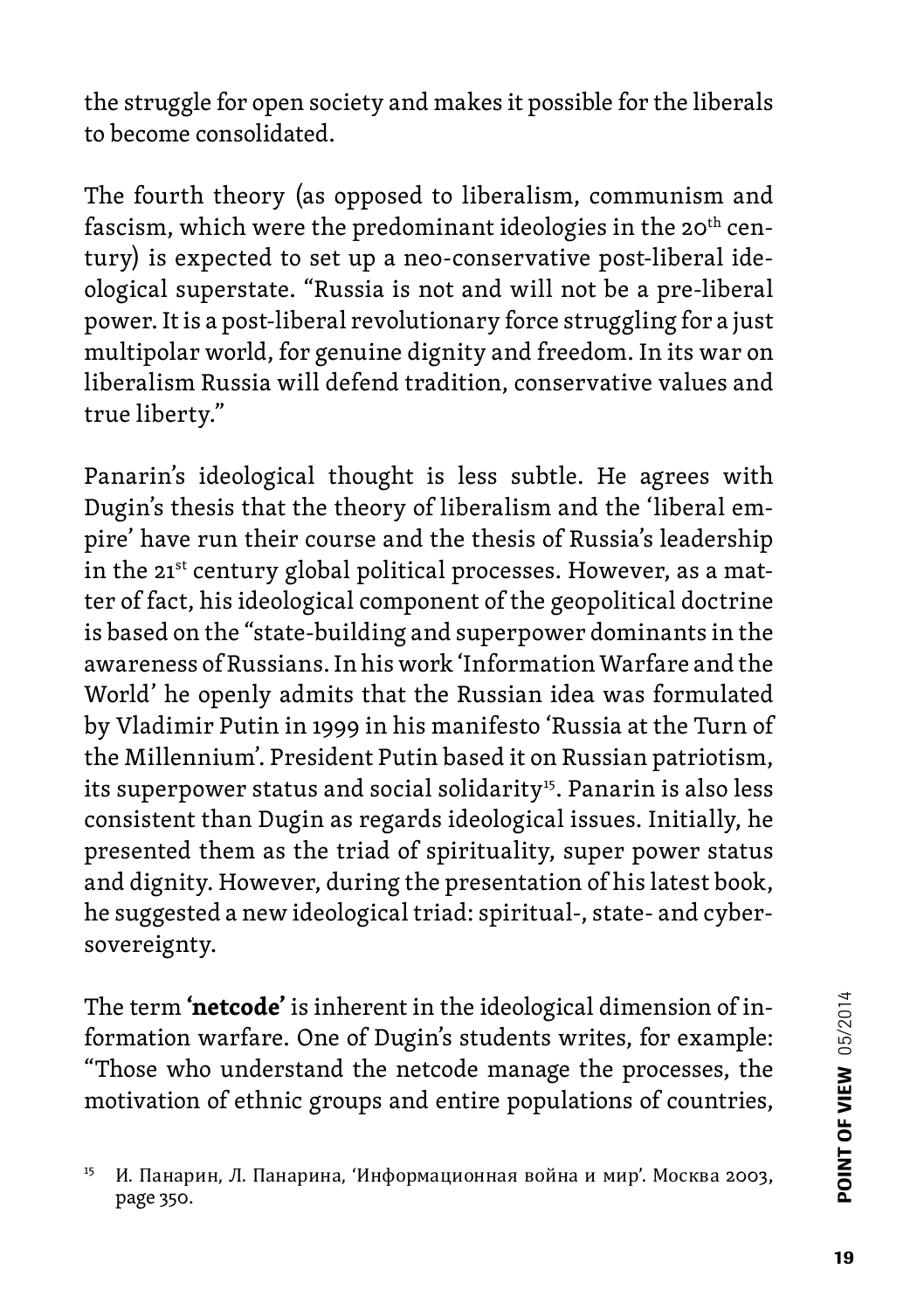the struggle for open society and makes it possible for the liberals to become consolidated.

The fourth theory (as opposed to liberalism, communism and fascism, which were the predominant ideologies in the 20th century) is expected to set up a neo-conservative post-liberal ideological superstate. "Russia is not and will not be a pre-liberal power. It is a post-liberal revolutionary force struggling for a just multipolar world, for genuine dignity and freedom. In its war on liberalism Russia will defend tradition, conservative values and true liberty."

Panarin's ideological thought is less subtle. He agrees with Dugin's thesis that the theory of liberalism and the 'liberal empire' have run their course and the thesis of Russia's leadership in the 21st century global political processes. However, as a matter of fact, his ideological component of the geopolitical doctrine is based on the "state-building and superpower dominants in the awareness of Russians. In his work 'Information Warfare and the World' he openly admits that the Russian idea was formulated by Vladimir Putin in 1999 in his manifesto 'Russia at the Turn of the Millennium'. President Putin based it on Russian patriotism, its superpower status and social solidarity[15]. Panarin is also less consistent than Dugin as regards ideological issues. Initially, he presented them as the triad of spirituality, super power status and dignity. However, during the presentation of his latest book, he suggested a new ideological triad: spiritual-, state- and cyber-sovereignty.

The term **'netcode'** is inherent in the ideological dimension of information warfare. One of Dugin's students writes, for example: "Those who understand the netcode manage the processes, the motivation of ethnic groups and entire populations of countries,

[15] И. Панарин, Л. Панарина, 'Информационная война и мир'. Москва 2003, page 350.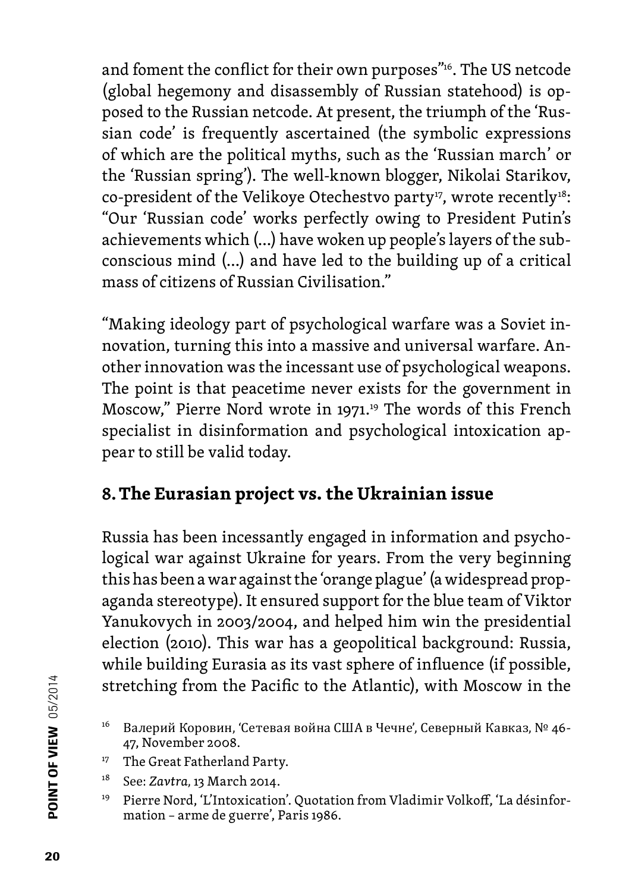and foment the conflict for their own purposes"[16]. The US netcode (global hegemony and disassembly of Russian statehood) is opposed to the Russian netcode. At present, the triumph of the 'Russian code' is frequently ascertained (the symbolic expressions of which are the political myths, such as the 'Russian march' or the 'Russian spring'). The well-known blogger, Nikolai Starikov, co-president of the Velikoye Otechestvo party[17], wrote recently[18]: "Our 'Russian code' works perfectly owing to President Putin's achievements which (...) have woken up people's layers of the subconscious mind (...) and have led to the building up of a critical mass of citizens of Russian Civilisation."

"Making ideology part of psychological warfare was a Soviet innovation, turning this into a massive and universal warfare. Another innovation was the incessant use of psychological weapons. The point is that peacetime never exists for the government in Moscow," Pierre Nord wrote in 1971.[19] The words of this French specialist in disinformation and psychological intoxication appear to still be valid today.

## 8. The Eurasian project vs. the Ukrainian issue

Russia has been incessantly engaged in information and psychological war against Ukraine for years. From the very beginning this has been a war against the 'orange plague' (a widespread propaganda stereotype). It ensured support for the blue team of Viktor Yanukovych in 2003/2004, and helped him win the presidential election (2010). This war has a geopolitical background: Russia, while building Eurasia as its vast sphere of influence (if possible, stretching from the Pacific to the Atlantic), with Moscow in the

[16] Валерий Коровин, 'Сетевая война США в Чечне', Северный Кавказ, № 46-47, November 2008.

[17] The Great Fatherland Party.

[18] See: *Zavtra*, 13 March 2014.

[19] Pierre Nord, 'L'Intoxication'. Quotation from Vladimir Volkoff, 'La désinformation – arme de guerre', Paris 1986.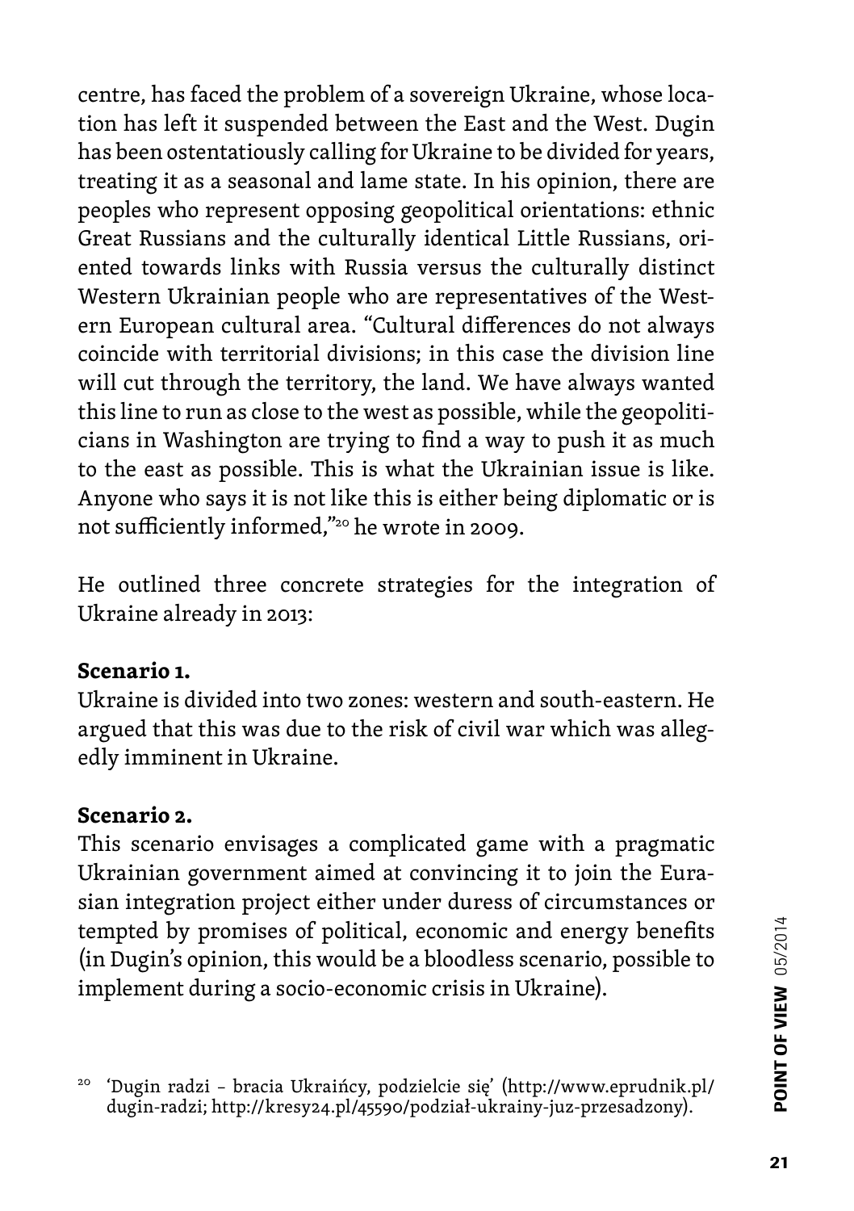centre, has faced the problem of a sovereign Ukraine, whose location has left it suspended between the East and the West. Dugin has been ostentatiously calling for Ukraine to be divided for years, treating it as a seasonal and lame state. In his opinion, there are peoples who represent opposing geopolitical orientations: ethnic Great Russians and the culturally identical Little Russians, oriented towards links with Russia versus the culturally distinct Western Ukrainian people who are representatives of the Western European cultural area. "Cultural differences do not always coincide with territorial divisions; in this case the division line will cut through the territory, the land. We have always wanted this line to run as close to the west as possible, while the geopoliticians in Washington are trying to find a way to push it as much to the east as possible. This is what the Ukrainian issue is like. Anyone who says it is not like this is either being diplomatic or is not sufficiently informed,"[20] he wrote in 2009.

He outlined three concrete strategies for the integration of Ukraine already in 2013:

**Scenario 1.**
Ukraine is divided into two zones: western and south-eastern. He argued that this was due to the risk of civil war which was allegedly imminent in Ukraine.

**Scenario 2.**
This scenario envisages a complicated game with a pragmatic Ukrainian government aimed at convincing it to join the Eurasian integration project either under duress of circumstances or tempted by promises of political, economic and energy benefits (in Dugin's opinion, this would be a bloodless scenario, possible to implement during a socio-economic crisis in Ukraine).

[20] 'Dugin radzi – bracia Ukraińcy, podzielcie się' (http://www.eprudnik.pl/dugin-radzi; http://kresy24.pl/45590/podział-ukrainy-juz-przesadzony).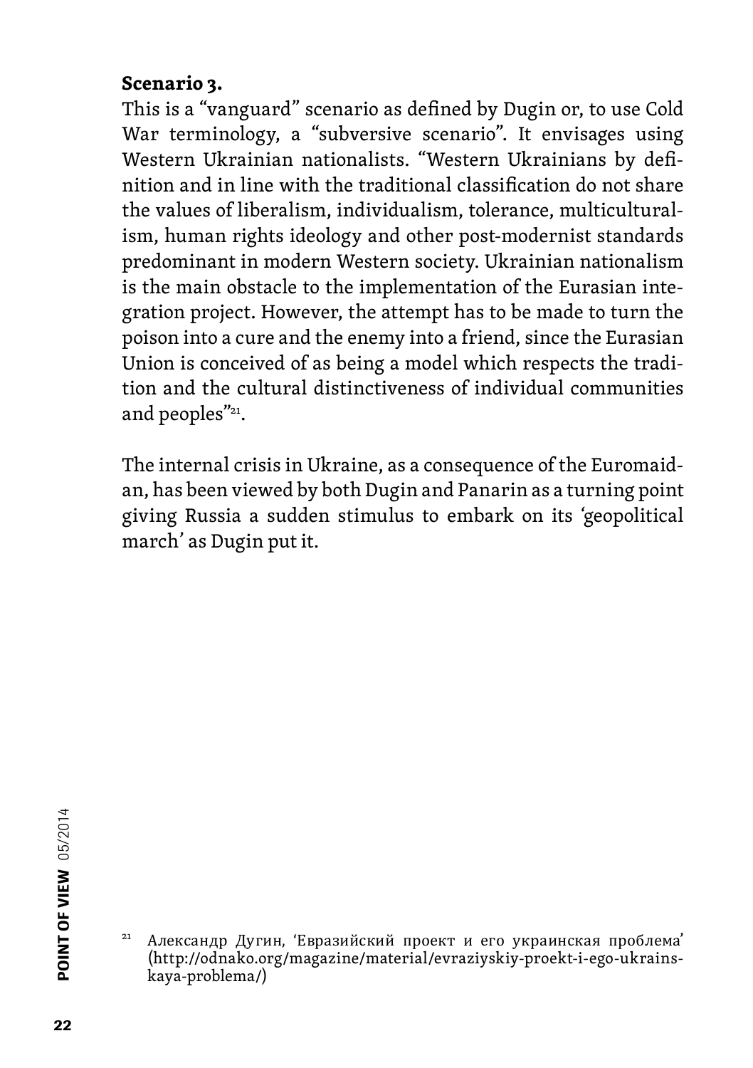**Scenario 3.**

This is a "vanguard" scenario as defined by Dugin or, to use Cold War terminology, a "subversive scenario". It envisages using Western Ukrainian nationalists. "Western Ukrainians by definition and in line with the traditional classification do not share the values of liberalism, individualism, tolerance, multiculturalism, human rights ideology and other post-modernist standards predominant in modern Western society. Ukrainian nationalism is the main obstacle to the implementation of the Eurasian integration project. However, the attempt has to be made to turn the poison into a cure and the enemy into a friend, since the Eurasian Union is conceived of as being a model which respects the tradition and the cultural distinctiveness of individual communities and peoples"[21].

The internal crisis in Ukraine, as a consequence of the Euromaidan, has been viewed by both Dugin and Panarin as a turning point giving Russia a sudden stimulus to embark on its 'geopolitical march' as Dugin put it.

[21] Александр Дугин, 'Евразийский проект и его украинская проблема' (http://odnako.org/magazine/material/evraziyskiy-proekt-i-ego-ukrainskaya-problema/)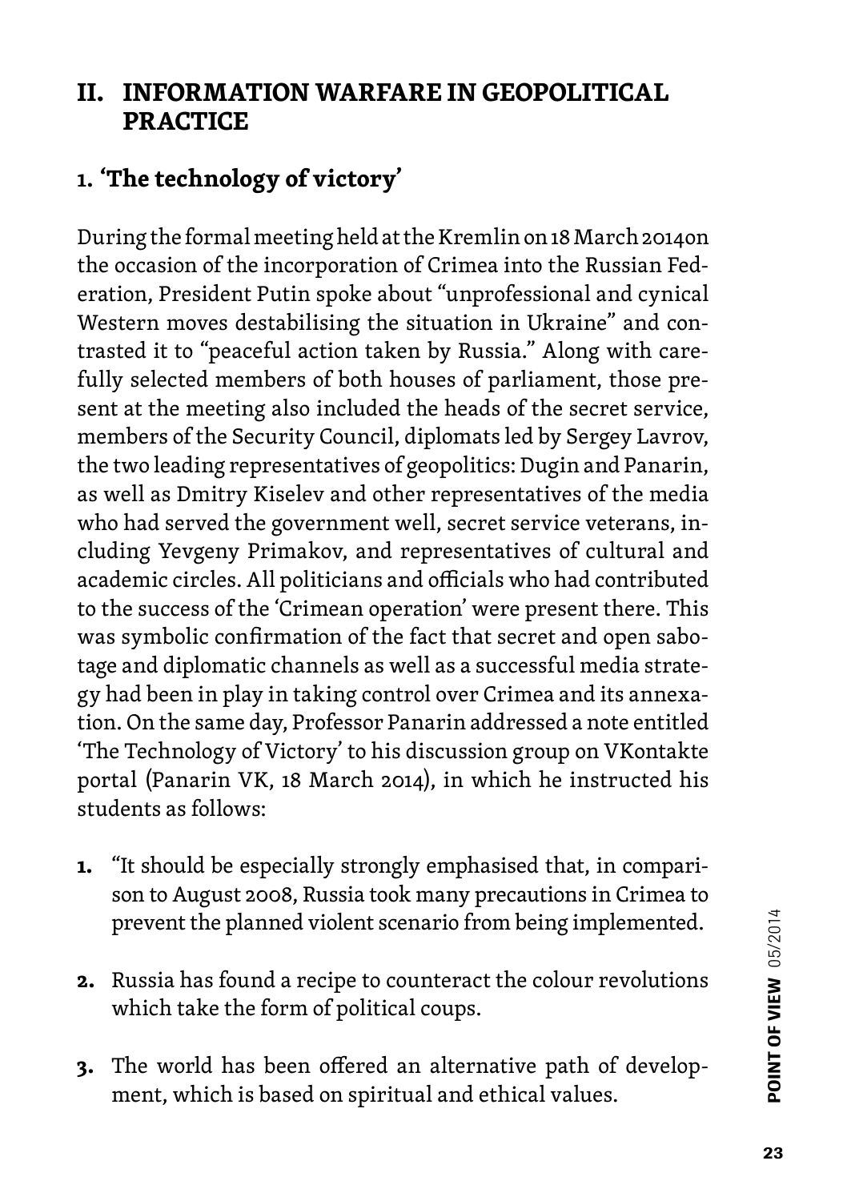## II. INFORMATION WARFARE IN GEOPOLITICAL PRACTICE

### 1. 'The technology of victory'

During the formal meeting held at the Kremlin on 18 March 2014on the occasion of the incorporation of Crimea into the Russian Federation, President Putin spoke about "unprofessional and cynical Western moves destabilising the situation in Ukraine" and contrasted it to "peaceful action taken by Russia." Along with carefully selected members of both houses of parliament, those present at the meeting also included the heads of the secret service, members of the Security Council, diplomats led by Sergey Lavrov, the two leading representatives of geopolitics: Dugin and Panarin, as well as Dmitry Kiselev and other representatives of the media who had served the government well, secret service veterans, including Yevgeny Primakov, and representatives of cultural and academic circles. All politicians and officials who had contributed to the success of the 'Crimean operation' were present there. This was symbolic confirmation of the fact that secret and open sabotage and diplomatic channels as well as a successful media strategy had been in play in taking control over Crimea and its annexation. On the same day, Professor Panarin addressed a note entitled 'The Technology of Victory' to his discussion group on VKontakte portal (Panarin VK, 18 March 2014), in which he instructed his students as follows:

1. "It should be especially strongly emphasised that, in comparison to August 2008, Russia took many precautions in Crimea to prevent the planned violent scenario from being implemented.
2. Russia has found a recipe to counteract the colour revolutions which take the form of political coups.
3. The world has been offered an alternative path of development, which is based on spiritual and ethical values.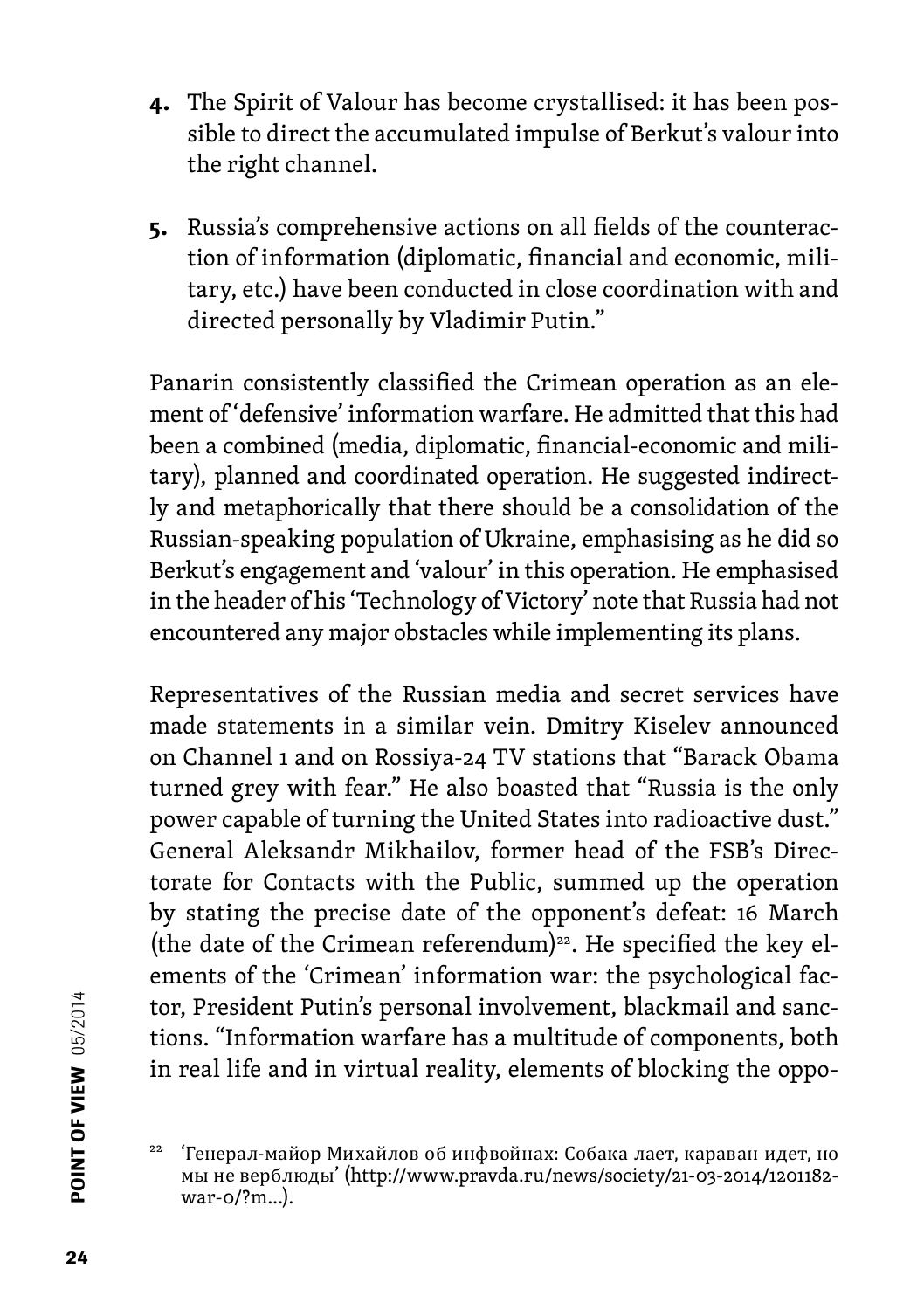4. The Spirit of Valour has become crystallised: it has been possible to direct the accumulated impulse of Berkut's valour into the right channel.

5. Russia's comprehensive actions on all fields of the counteraction of information (diplomatic, financial and economic, military, etc.) have been conducted in close coordination with and directed personally by Vladimir Putin."

Panarin consistently classified the Crimean operation as an element of 'defensive' information warfare. He admitted that this had been a combined (media, diplomatic, financial-economic and military), planned and coordinated operation. He suggested indirectly and metaphorically that there should be a consolidation of the Russian-speaking population of Ukraine, emphasising as he did so Berkut's engagement and 'valour' in this operation. He emphasised in the header of his 'Technology of Victory' note that Russia had not encountered any major obstacles while implementing its plans.

Representatives of the Russian media and secret services have made statements in a similar vein. Dmitry Kiselev announced on Channel 1 and on Rossiya-24 TV stations that "Barack Obama turned grey with fear." He also boasted that "Russia is the only power capable of turning the United States into radioactive dust." General Aleksandr Mikhailov, former head of the FSB's Directorate for Contacts with the Public, summed up the operation by stating the precise date of the opponent's defeat: 16 March (the date of the Crimean referendum)[22]. He specified the key elements of the 'Crimean' information war: the psychological factor, President Putin's personal involvement, blackmail and sanctions. "Information warfare has a multitude of components, both in real life and in virtual reality, elements of blocking the oppo-

[22] 'Генерал-майор Михайлов об инфвойнах: Собака лает, караван идет, но мы не верблюды' (http://www.pravda.ru/news/society/21-03-2014/1201182-war-0/?m...).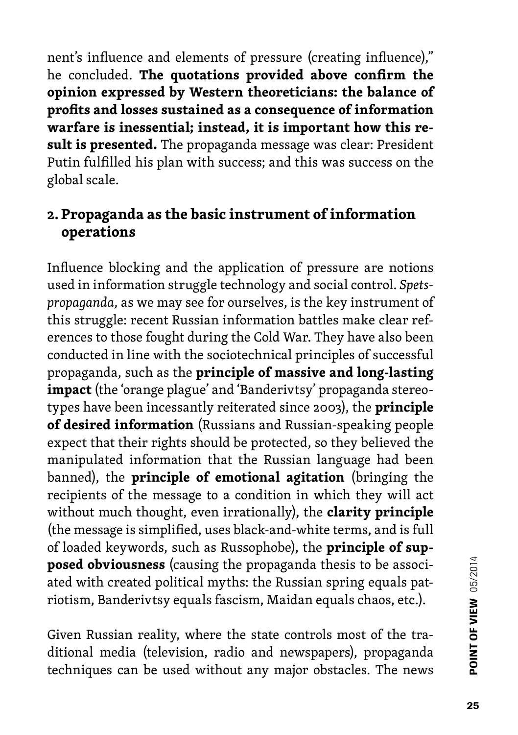nent's influence and elements of pressure (creating influence)," he concluded. **The quotations provided above confirm the opinion expressed by Western theoreticians: the balance of profits and losses sustained as a consequence of information warfare is inessential; instead, it is important how this result is presented.** The propaganda message was clear: President Putin fulfilled his plan with success; and this was success on the global scale.

## 2. Propaganda as the basic instrument of information operations

Influence blocking and the application of pressure are notions used in information struggle technology and social control. *Spetspropaganda,* as we may see for ourselves, is the key instrument of this struggle: recent Russian information battles make clear references to those fought during the Cold War. They have also been conducted in line with the sociotechnical principles of successful propaganda, such as the **principle of massive and long-lasting impact** (the 'orange plague' and 'Banderivtsy' propaganda stereotypes have been incessantly reiterated since 2003), the **principle of desired information** (Russians and Russian-speaking people expect that their rights should be protected, so they believed the manipulated information that the Russian language had been banned), the **principle of emotional agitation** (bringing the recipients of the message to a condition in which they will act without much thought, even irrationally), the **clarity principle** (the message is simplified, uses black-and-white terms, and is full of loaded keywords, such as Russophobe), the **principle of supposed obviousness** (causing the propaganda thesis to be associated with created political myths: the Russian spring equals patriotism, Banderivtsy equals fascism, Maidan equals chaos, etc.).

Given Russian reality, where the state controls most of the traditional media (television, radio and newspapers), propaganda techniques can be used without any major obstacles. The news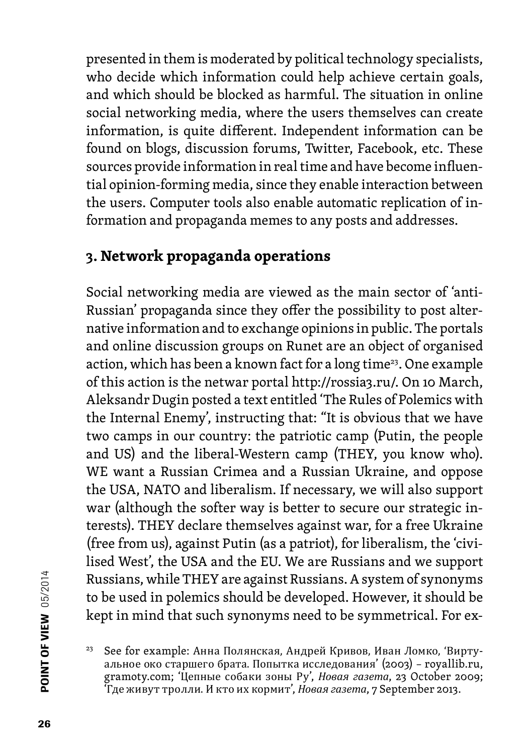presented in them is moderated by political technology specialists, who decide which information could help achieve certain goals, and which should be blocked as harmful. The situation in online social networking media, where the users themselves can create information, is quite different. Independent information can be found on blogs, discussion forums, Twitter, Facebook, etc. These sources provide information in real time and have become influential opinion-forming media, since they enable interaction between the users. Computer tools also enable automatic replication of information and propaganda memes to any posts and addresses.

## 3. Network propaganda operations

Social networking media are viewed as the main sector of 'anti-Russian' propaganda since they offer the possibility to post alternative information and to exchange opinions in public. The portals and online discussion groups on Runet are an object of organised action, which has been a known fact for a long time[23]. One example of this action is the netwar portal http://rossia3.ru/. On 10 March, Aleksandr Dugin posted a text entitled 'The Rules of Polemics with the Internal Enemy', instructing that: "It is obvious that we have two camps in our country: the patriotic camp (Putin, the people and US) and the liberal-Western camp (THEY, you know who). WE want a Russian Crimea and a Russian Ukraine, and oppose the USA, NATO and liberalism. If necessary, we will also support war (although the softer way is better to secure our strategic interests). THEY declare themselves against war, for a free Ukraine (free from us), against Putin (as a patriot), for liberalism, the 'civilised West', the USA and the EU. We are Russians and we support Russians, while THEY are against Russians. A system of synonyms to be used in polemics should be developed. However, it should be kept in mind that such synonyms need to be symmetrical. For ex-

[23] See for example: Анна Полянская, Андрей Кривов, Иван Ломко, 'Виртуальное око старшего брата. Попытка исследования' (2003) – royallib.ru, gramoty.com; 'Цепные собаки зоны Ру', *Новая газета*, 23 October 2009; 'Где живут тролли. И кто их кормит', *Новая газета*, 7 September 2013.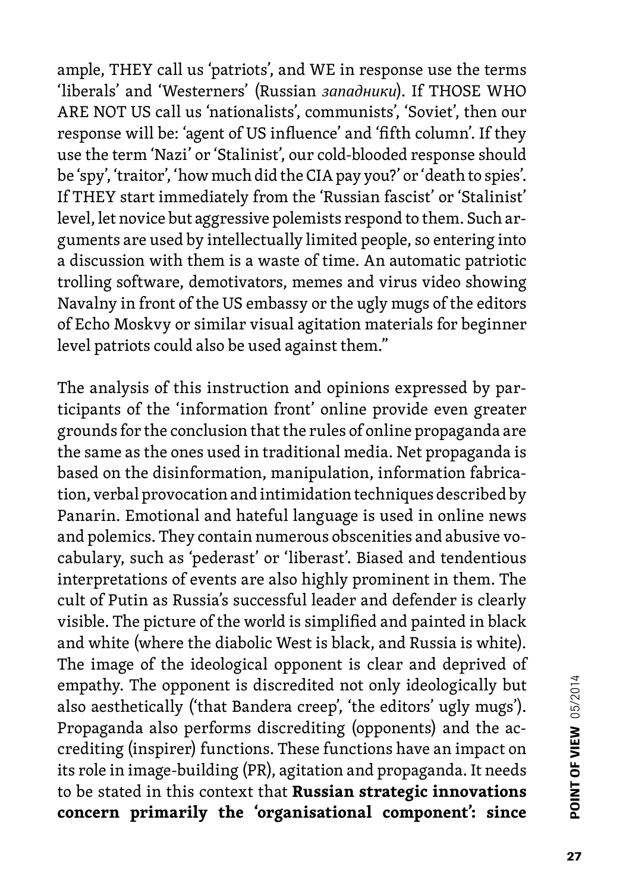ample, THEY call us 'patriots', and WE in response use the terms 'liberals' and 'Westerners' (Russian *западники*). If THOSE WHO ARE NOT US call us 'nationalists', communists', 'Soviet', then our response will be: 'agent of US influence' and 'fifth column'. If they use the term 'Nazi' or 'Stalinist', our cold-blooded response should be 'spy', 'traitor', 'how much did the CIA pay you?' or 'death to spies'. If THEY start immediately from the 'Russian fascist' or 'Stalinist' level, let novice but aggressive polemists respond to them. Such arguments are used by intellectually limited people, so entering into a discussion with them is a waste of time. An automatic patriotic trolling software, demotivators, memes and virus video showing Navalny in front of the US embassy or the ugly mugs of the editors of Echo Moskvy or similar visual agitation materials for beginner level patriots could also be used against them."

The analysis of this instruction and opinions expressed by participants of the 'information front' online provide even greater grounds for the conclusion that the rules of online propaganda are the same as the ones used in traditional media. Net propaganda is based on the disinformation, manipulation, information fabrication, verbal provocation and intimidation techniques described by Panarin. Emotional and hateful language is used in online news and polemics. They contain numerous obscenities and abusive vocabulary, such as 'pederast' or 'liberast'. Biased and tendentious interpretations of events are also highly prominent in them. The cult of Putin as Russia's successful leader and defender is clearly visible. The picture of the world is simplified and painted in black and white (where the diabolic West is black, and Russia is white). The image of the ideological opponent is clear and deprived of empathy. The opponent is discredited not only ideologically but also aesthetically ('that Bandera creep', 'the editors' ugly mugs'). Propaganda also performs discrediting (opponents) and the accrediting (inspirer) functions. These functions have an impact on its role in image-building (PR), agitation and propaganda. It needs to be stated in this context that **Russian strategic innovations concern primarily the 'organisational component': since**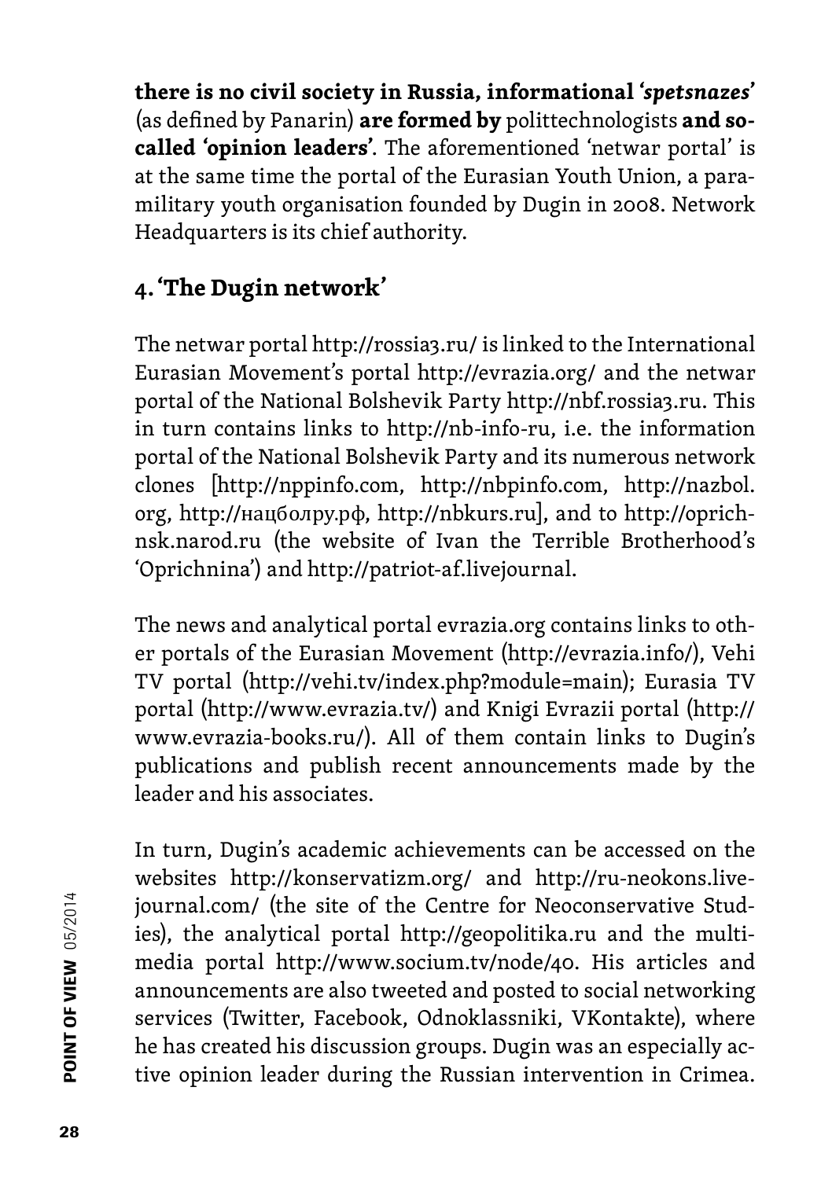**there is no civil society in Russia, informational '*spetsnazes*'** (as defined by Panarin) **are formed by** polittechnologists **and so-called 'opinion leaders'**. The aforementioned 'netwar portal' is at the same time the portal of the Eurasian Youth Union, a paramilitary youth organisation founded by Dugin in 2008. Network Headquarters is its chief authority.

## 4. 'The Dugin network'

The netwar portal http://rossia3.ru/ is linked to the International Eurasian Movement's portal http://evrazia.org/ and the netwar portal of the National Bolshevik Party http://nbf.rossia3.ru. This in turn contains links to http://nb-info-ru, i.e. the information portal of the National Bolshevik Party and its numerous network clones [http://nppinfo.com, http://nbpinfo.com, http://nazbol.org, http://нацболру.рф, http://nbkurs.ru], and to http://oprichnsk.narod.ru (the website of Ivan the Terrible Brotherhood's 'Oprichnina') and http://patriot-af.livejournal.

The news and analytical portal evrazia.org contains links to other portals of the Eurasian Movement (http://evrazia.info/), Vehi TV portal (http://vehi.tv/index.php?module=main); Eurasia TV portal (http://www.evrazia.tv/) and Knigi Evrazii portal (http://www.evrazia-books.ru/). All of them contain links to Dugin's publications and publish recent announcements made by the leader and his associates.

In turn, Dugin's academic achievements can be accessed on the websites http://konservatizm.org/ and http://ru-neokons.livejournal.com/ (the site of the Centre for Neoconservative Studies), the analytical portal http://geopolitika.ru and the multimedia portal http://www.socium.tv/node/40. His articles and announcements are also tweeted and posted to social networking services (Twitter, Facebook, Odnoklassniki, VKontakte), where he has created his discussion groups. Dugin was an especially active opinion leader during the Russian intervention in Crimea.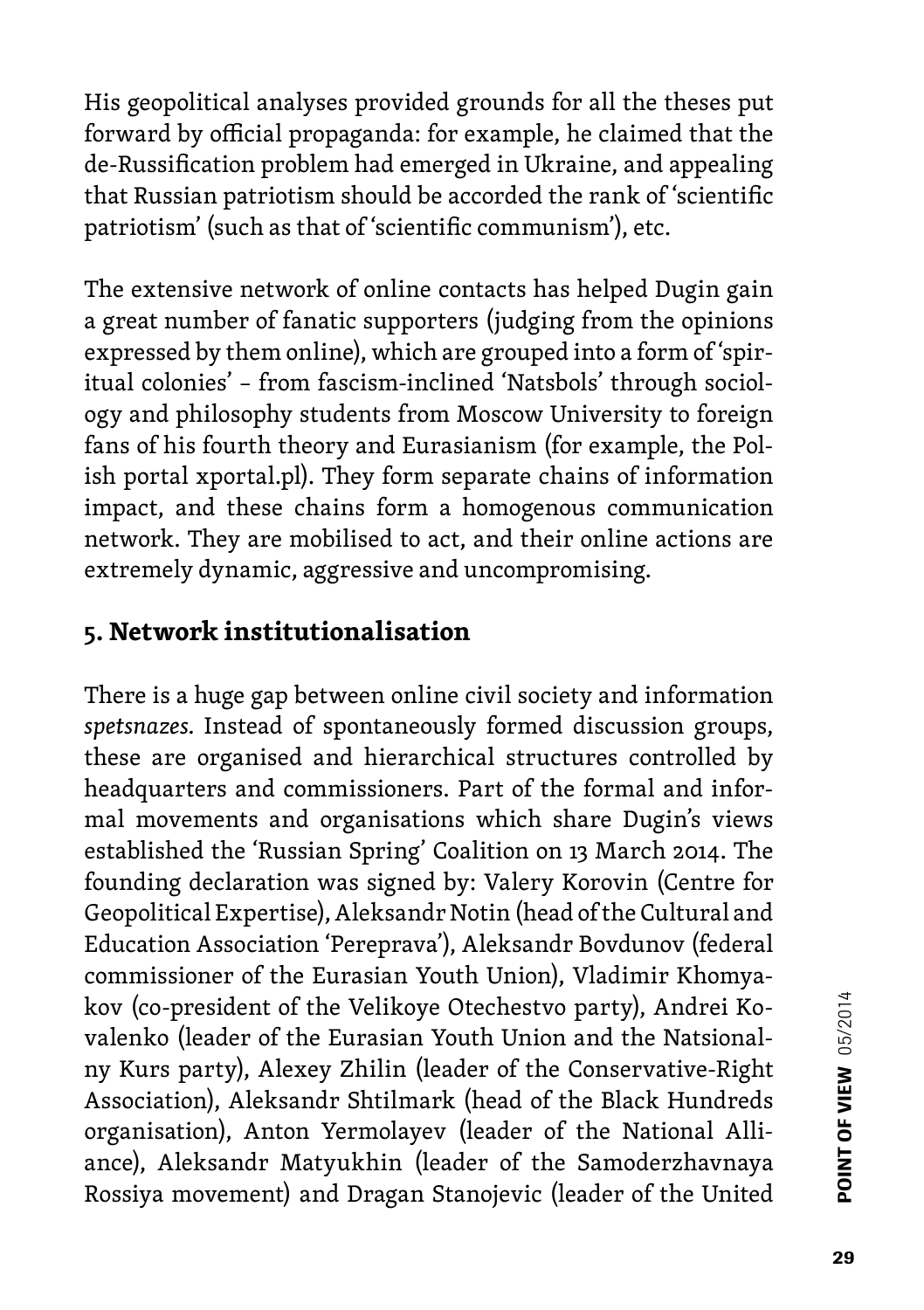His geopolitical analyses provided grounds for all the theses put forward by official propaganda: for example, he claimed that the de-Russification problem had emerged in Ukraine, and appealing that Russian patriotism should be accorded the rank of 'scientific patriotism' (such as that of 'scientific communism'), etc.

The extensive network of online contacts has helped Dugin gain a great number of fanatic supporters (judging from the opinions expressed by them online), which are grouped into a form of 'spiritual colonies' – from fascism-inclined 'Natsbols' through sociology and philosophy students from Moscow University to foreign fans of his fourth theory and Eurasianism (for example, the Polish portal xportal.pl). They form separate chains of information impact, and these chains form a homogenous communication network. They are mobilised to act, and their online actions are extremely dynamic, aggressive and uncompromising.

## 5. Network institutionalisation

There is a huge gap between online civil society and information *spetsnazes*. Instead of spontaneously formed discussion groups, these are organised and hierarchical structures controlled by headquarters and commissioners. Part of the formal and informal movements and organisations which share Dugin's views established the 'Russian Spring' Coalition on 13 March 2014. The founding declaration was signed by: Valery Korovin (Centre for Geopolitical Expertise), Aleksandr Notin (head of the Cultural and Education Association 'Pereprava'), Aleksandr Bovdunov (federal commissioner of the Eurasian Youth Union), Vladimir Khomyakov (co-president of the Velikoye Otechestvo party), Andrei Kovalenko (leader of the Eurasian Youth Union and the Natsionalny Kurs party), Alexey Zhilin (leader of the Conservative-Right Association), Aleksandr Shtilmark (head of the Black Hundreds organisation), Anton Yermolayev (leader of the National Alliance), Aleksandr Matyukhin (leader of the Samoderzhavnaya Rossiya movement) and Dragan Stanojevic (leader of the United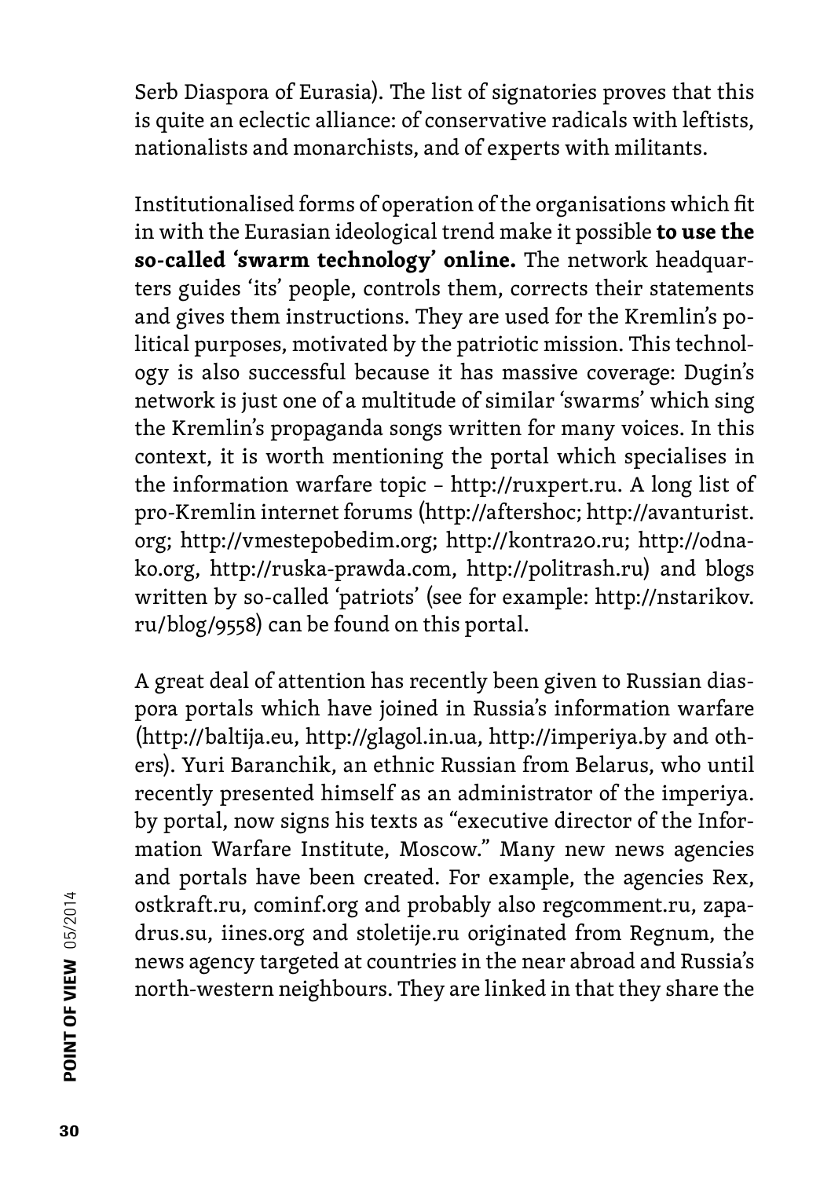Serb Diaspora of Eurasia). The list of signatories proves that this is quite an eclectic alliance: of conservative radicals with leftists, nationalists and monarchists, and of experts with militants.

Institutionalised forms of operation of the organisations which fit in with the Eurasian ideological trend make it possible **to use the so-called 'swarm technology' online.** The network headquarters guides 'its' people, controls them, corrects their statements and gives them instructions. They are used for the Kremlin's political purposes, motivated by the patriotic mission. This technology is also successful because it has massive coverage: Dugin's network is just one of a multitude of similar 'swarms' which sing the Kremlin's propaganda songs written for many voices. In this context, it is worth mentioning the portal which specialises in the information warfare topic – http://ruxpert.ru. A long list of pro-Kremlin internet forums (http://aftershoc; http://avanturist.org; http://vmestepobedim.org; http://kontra20.ru; http://odnako.org, http://ruska-prawda.com, http://politrash.ru) and blogs written by so-called 'patriots' (see for example: http://nstarikov.ru/blog/9558) can be found on this portal.

A great deal of attention has recently been given to Russian diaspora portals which have joined in Russia's information warfare (http://baltija.eu, http://glagol.in.ua, http://imperiya.by and others). Yuri Baranchik, an ethnic Russian from Belarus, who until recently presented himself as an administrator of the imperiya.by portal, now signs his texts as "executive director of the Information Warfare Institute, Moscow." Many new news agencies and portals have been created. For example, the agencies Rex, ostkraft.ru, cominf.org and probably also regcomment.ru, zapadrus.su, iines.org and stoletije.ru originated from Regnum, the news agency targeted at countries in the near abroad and Russia's north-western neighbours. They are linked in that they share the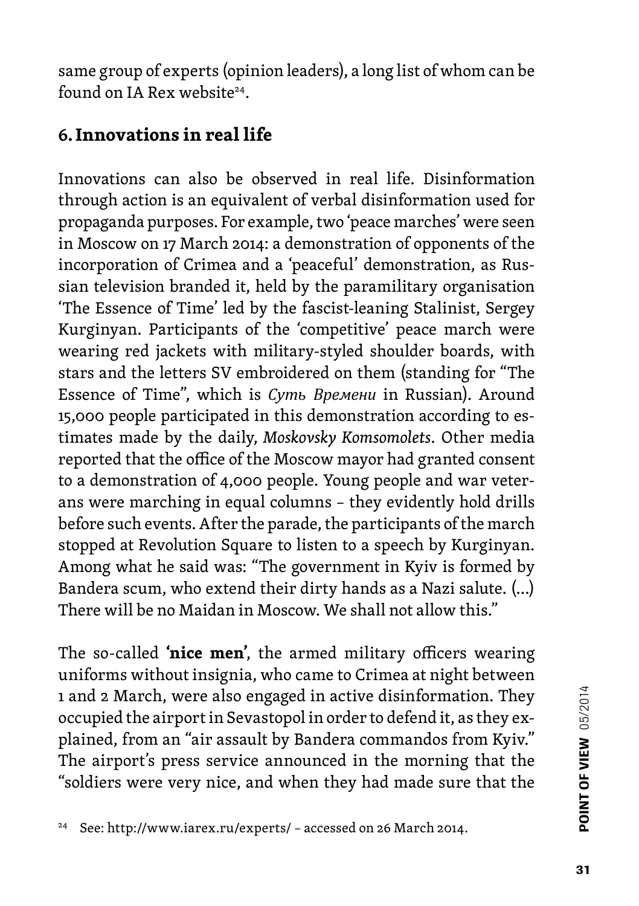same group of experts (opinion leaders), a long list of whom can be found on IA Rex website[24].

## 6. Innovations in real life

Innovations can also be observed in real life. Disinformation through action is an equivalent of verbal disinformation used for propaganda purposes. For example, two 'peace marches' were seen in Moscow on 17 March 2014: a demonstration of opponents of the incorporation of Crimea and a 'peaceful' demonstration, as Russian television branded it, held by the paramilitary organisation 'The Essence of Time' led by the fascist-leaning Stalinist, Sergey Kurginyan. Participants of the 'competitive' peace march were wearing red jackets with military-styled shoulder boards, with stars and the letters SV embroidered on them (standing for "The Essence of Time", which is *Суть Времени* in Russian). Around 15,000 people participated in this demonstration according to estimates made by the daily, *Moskovsky Komsomolets*. Other media reported that the office of the Moscow mayor had granted consent to a demonstration of 4,000 people. Young people and war veterans were marching in equal columns – they evidently hold drills before such events. After the parade, the participants of the march stopped at Revolution Square to listen to a speech by Kurginyan. Among what he said was: "The government in Kyiv is formed by Bandera scum, who extend their dirty hands as a Nazi salute. (...) There will be no Maidan in Moscow. We shall not allow this."

The so-called **'nice men'**, the armed military officers wearing uniforms without insignia, who came to Crimea at night between 1 and 2 March, were also engaged in active disinformation. They occupied the airport in Sevastopol in order to defend it, as they explained, from an "air assault by Bandera commandos from Kyiv." The airport's press service announced in the morning that the "soldiers were very nice, and when they had made sure that the

[24] See: http://www.iarex.ru/experts/ – accessed on 26 March 2014.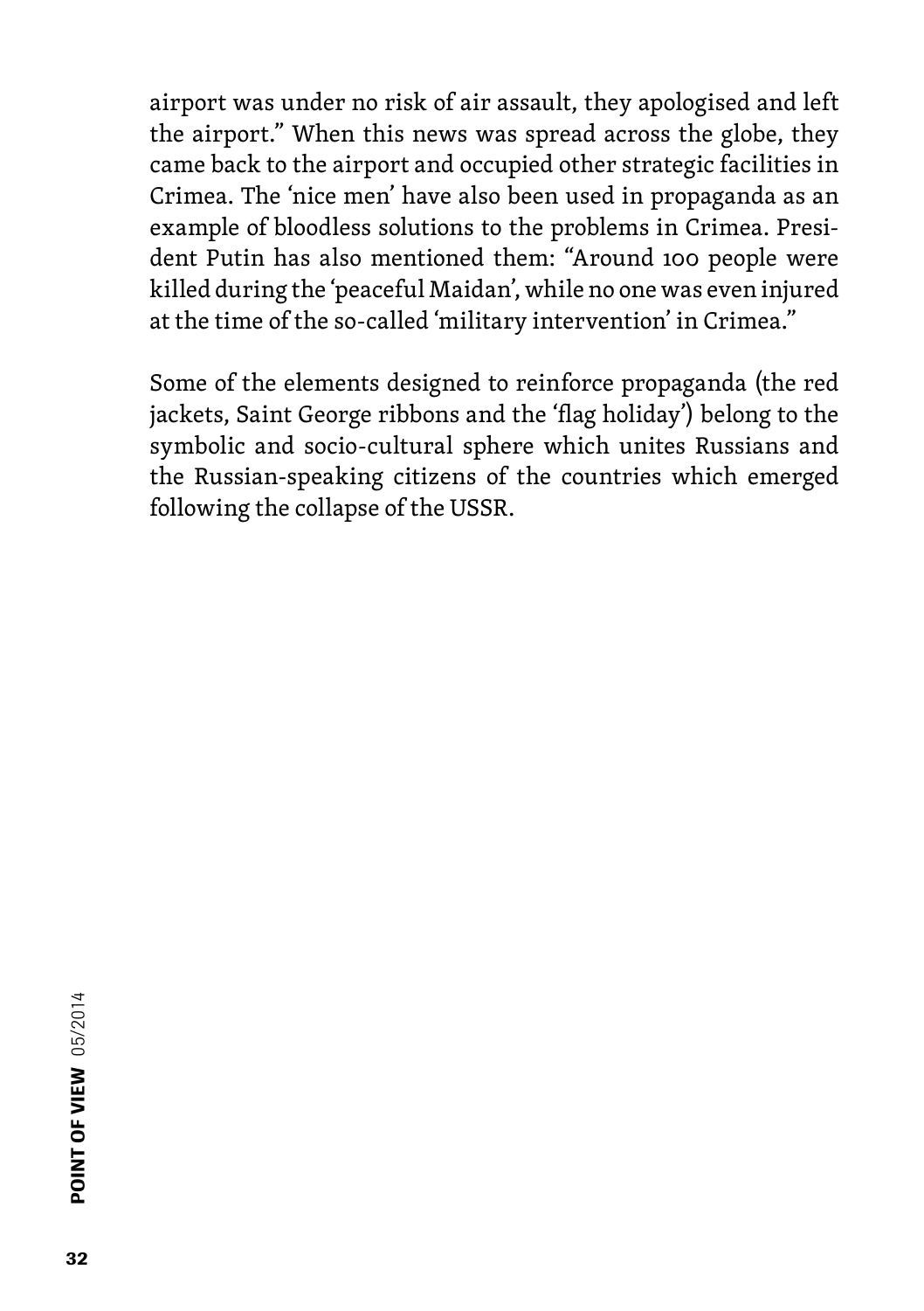airport was under no risk of air assault, they apologised and left the airport." When this news was spread across the globe, they came back to the airport and occupied other strategic facilities in Crimea. The 'nice men' have also been used in propaganda as an example of bloodless solutions to the problems in Crimea. President Putin has also mentioned them: "Around 100 people were killed during the 'peaceful Maidan', while no one was even injured at the time of the so-called 'military intervention' in Crimea."

Some of the elements designed to reinforce propaganda (the red jackets, Saint George ribbons and the 'flag holiday') belong to the symbolic and socio-cultural sphere which unites Russians and the Russian-speaking citizens of the countries which emerged following the collapse of the USSR.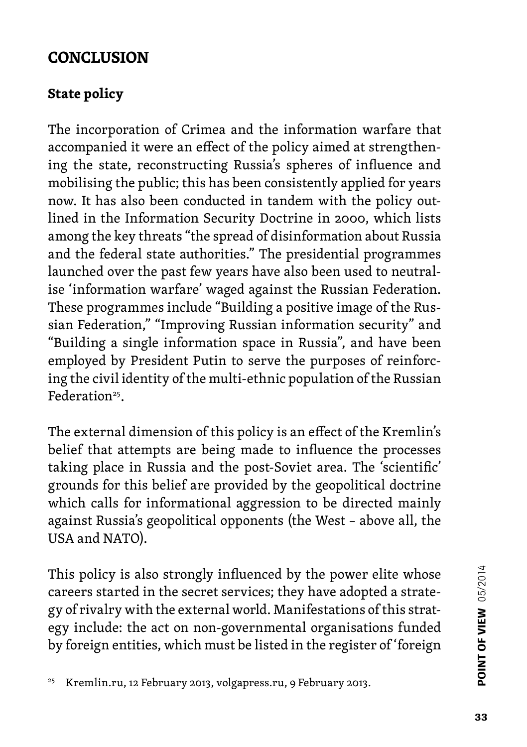## CONCLUSION

### State policy

The incorporation of Crimea and the information warfare that accompanied it were an effect of the policy aimed at strengthening the state, reconstructing Russia's spheres of influence and mobilising the public; this has been consistently applied for years now. It has also been conducted in tandem with the policy outlined in the Information Security Doctrine in 2000, which lists among the key threats "the spread of disinformation about Russia and the federal state authorities." The presidential programmes launched over the past few years have also been used to neutralise 'information warfare' waged against the Russian Federation. These programmes include "Building a positive image of the Russian Federation," "Improving Russian information security" and "Building a single information space in Russia", and have been employed by President Putin to serve the purposes of reinforcing the civil identity of the multi-ethnic population of the Russian Federation[25].

The external dimension of this policy is an effect of the Kremlin's belief that attempts are being made to influence the processes taking place in Russia and the post-Soviet area. The 'scientific' grounds for this belief are provided by the geopolitical doctrine which calls for informational aggression to be directed mainly against Russia's geopolitical opponents (the West – above all, the USA and NATO).

This policy is also strongly influenced by the power elite whose careers started in the secret services; they have adopted a strategy of rivalry with the external world. Manifestations of this strategy include: the act on non-governmental organisations funded by foreign entities, which must be listed in the register of 'foreign

[25] Kremlin.ru, 12 February 2013, volgapress.ru, 9 February 2013.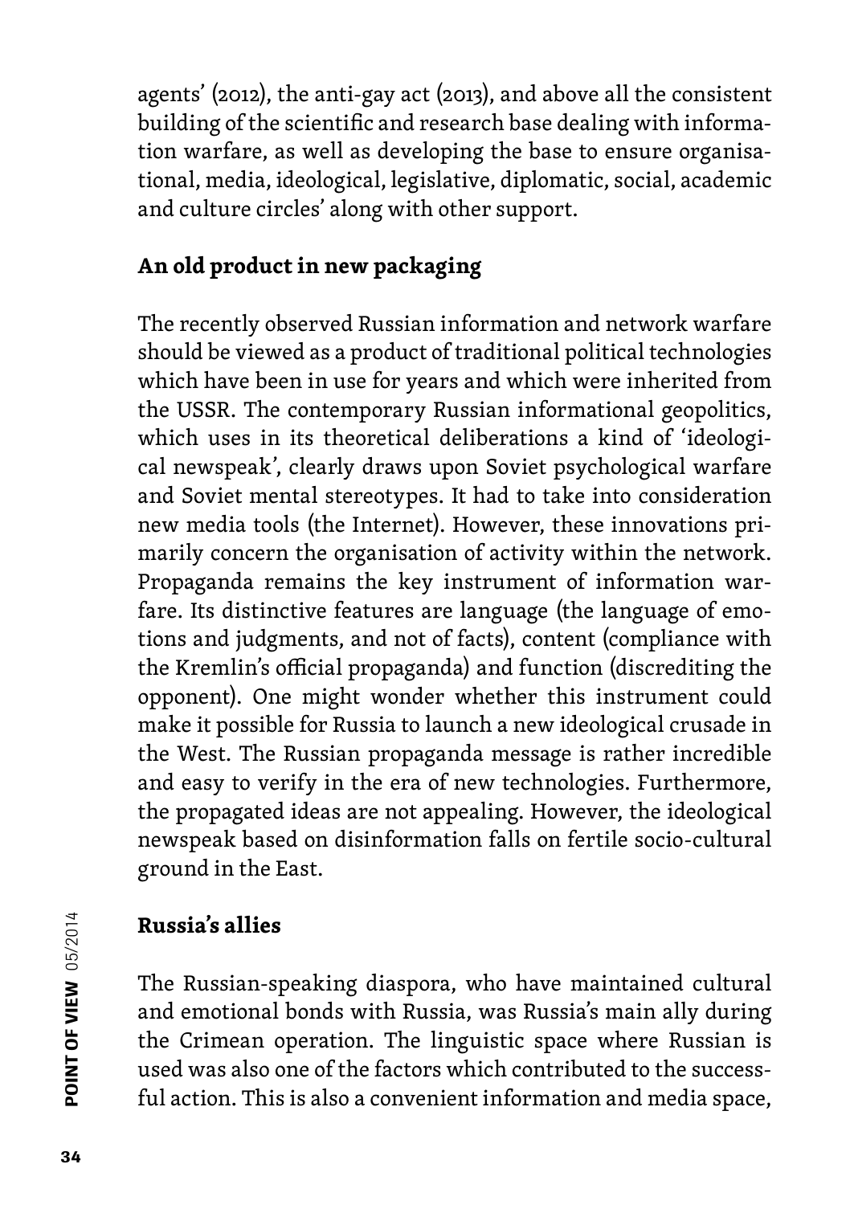agents' (2012), the anti-gay act (2013), and above all the consistent building of the scientific and research base dealing with information warfare, as well as developing the base to ensure organisational, media, ideological, legislative, diplomatic, social, academic and culture circles' along with other support.

## An old product in new packaging

The recently observed Russian information and network warfare should be viewed as a product of traditional political technologies which have been in use for years and which were inherited from the USSR. The contemporary Russian informational geopolitics, which uses in its theoretical deliberations a kind of 'ideological newspeak', clearly draws upon Soviet psychological warfare and Soviet mental stereotypes. It had to take into consideration new media tools (the Internet). However, these innovations primarily concern the organisation of activity within the network. Propaganda remains the key instrument of information warfare. Its distinctive features are language (the language of emotions and judgments, and not of facts), content (compliance with the Kremlin's official propaganda) and function (discrediting the opponent). One might wonder whether this instrument could make it possible for Russia to launch a new ideological crusade in the West. The Russian propaganda message is rather incredible and easy to verify in the era of new technologies. Furthermore, the propagated ideas are not appealing. However, the ideological newspeak based on disinformation falls on fertile socio-cultural ground in the East.

## Russia's allies

The Russian-speaking diaspora, who have maintained cultural and emotional bonds with Russia, was Russia's main ally during the Crimean operation. The linguistic space where Russian is used was also one of the factors which contributed to the successful action. This is also a convenient information and media space,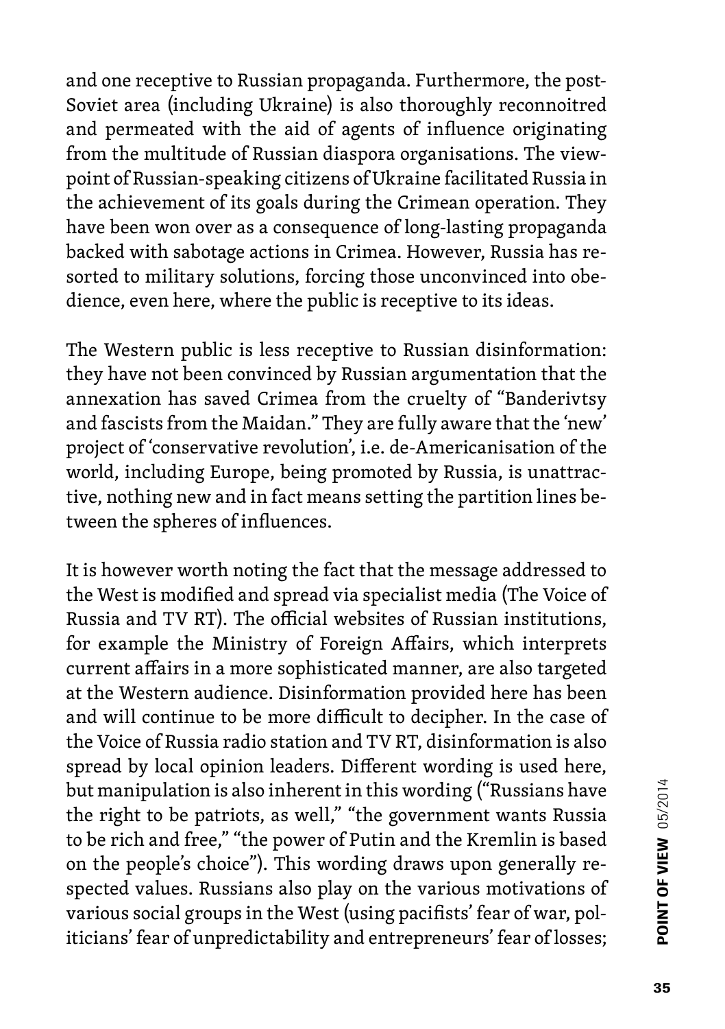and one receptive to Russian propaganda. Furthermore, the post-Soviet area (including Ukraine) is also thoroughly reconnoitred and permeated with the aid of agents of influence originating from the multitude of Russian diaspora organisations. The viewpoint of Russian-speaking citizens of Ukraine facilitated Russia in the achievement of its goals during the Crimean operation. They have been won over as a consequence of long-lasting propaganda backed with sabotage actions in Crimea. However, Russia has resorted to military solutions, forcing those unconvinced into obedience, even here, where the public is receptive to its ideas.

The Western public is less receptive to Russian disinformation: they have not been convinced by Russian argumentation that the annexation has saved Crimea from the cruelty of "Banderivtsy and fascists from the Maidan." They are fully aware that the 'new' project of 'conservative revolution', i.e. de-Americanisation of the world, including Europe, being promoted by Russia, is unattractive, nothing new and in fact means setting the partition lines between the spheres of influences.

It is however worth noting the fact that the message addressed to the West is modified and spread via specialist media (The Voice of Russia and TV RT). The official websites of Russian institutions, for example the Ministry of Foreign Affairs, which interprets current affairs in a more sophisticated manner, are also targeted at the Western audience. Disinformation provided here has been and will continue to be more difficult to decipher. In the case of the Voice of Russia radio station and TV RT, disinformation is also spread by local opinion leaders. Different wording is used here, but manipulation is also inherent in this wording ("Russians have the right to be patriots, as well," "the government wants Russia to be rich and free," "the power of Putin and the Kremlin is based on the people's choice"). This wording draws upon generally respected values. Russians also play on the various motivations of various social groups in the West (using pacifists' fear of war, politicians' fear of unpredictability and entrepreneurs' fear of losses;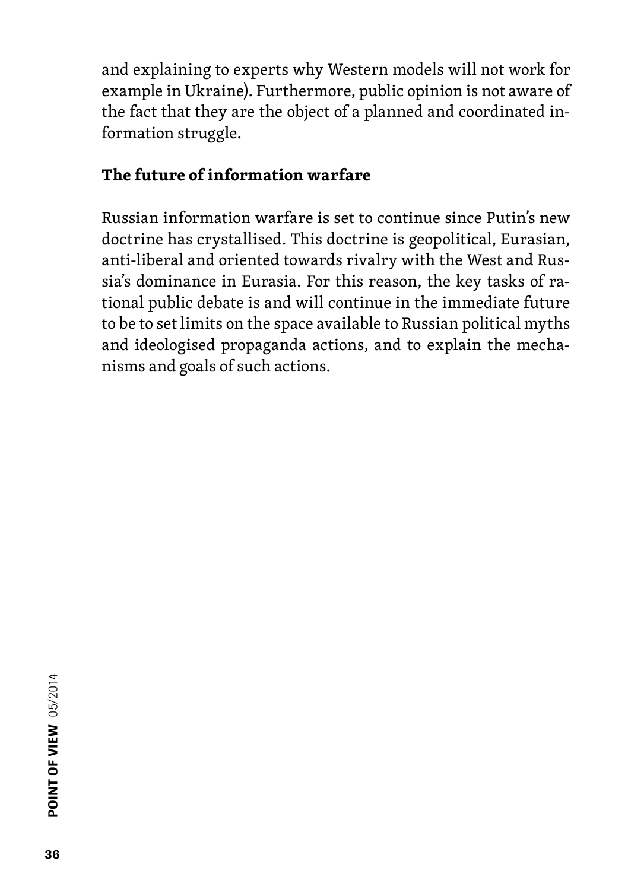and explaining to experts why Western models will not work for example in Ukraine). Furthermore, public opinion is not aware of the fact that they are the object of a planned and coordinated information struggle.

## The future of information warfare

Russian information warfare is set to continue since Putin's new doctrine has crystallised. This doctrine is geopolitical, Eurasian, anti-liberal and oriented towards rivalry with the West and Russia's dominance in Eurasia. For this reason, the key tasks of rational public debate is and will continue in the immediate future to be to set limits on the space available to Russian political myths and ideologised propaganda actions, and to explain the mechanisms and goals of such actions.